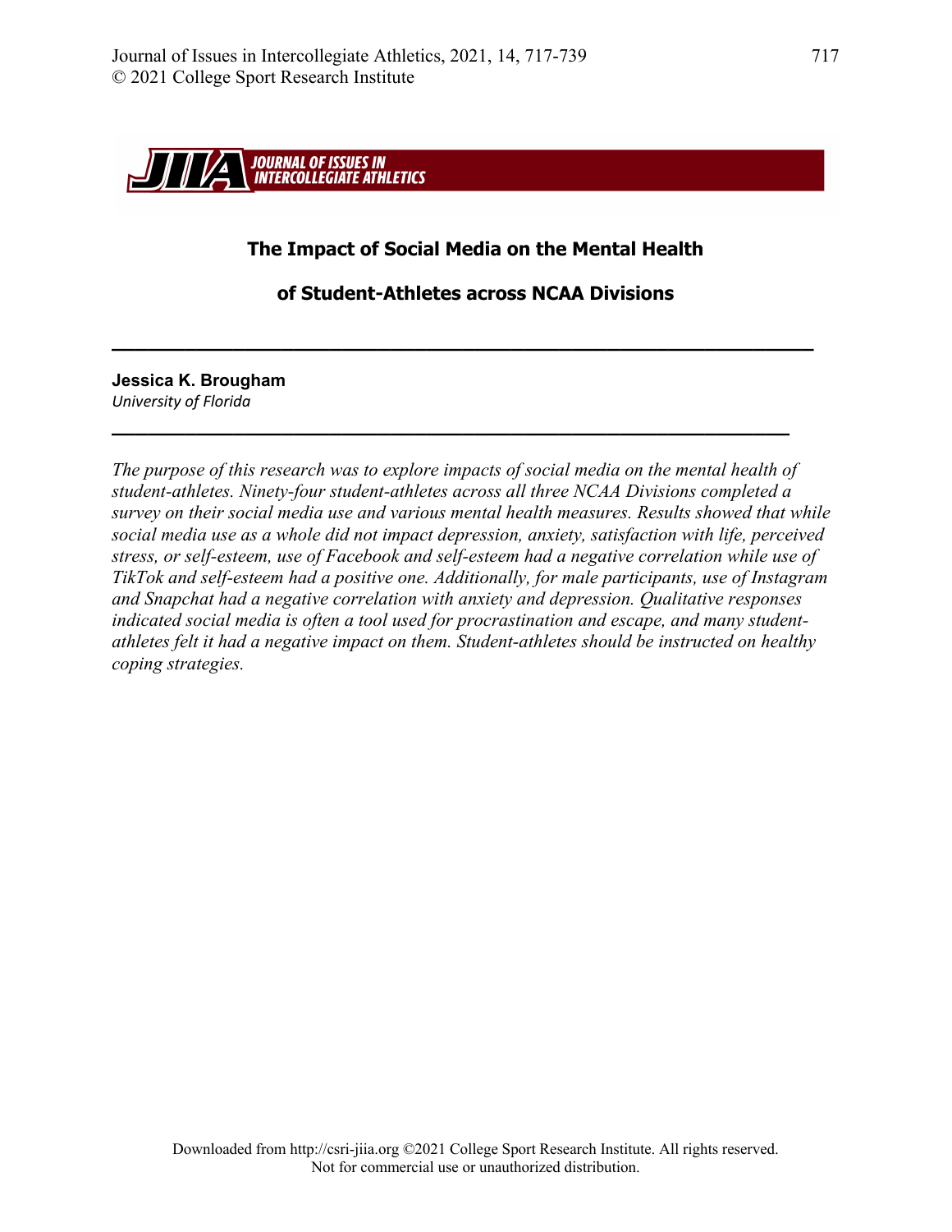# The Impact of Social Media on the Mental Health of Student-Athletes across NCAA Divisions

---

**Jessica K. Brougham**
*University of Florida*

---

*The purpose of this research was to explore impacts of social media on the mental health of student-athletes. Ninety-four student-athletes across all three NCAA Divisions completed a survey on their social media use and various mental health measures. Results showed that while social media use as a whole did not impact depression, anxiety, satisfaction with life, perceived stress, or self-esteem, use of Facebook and self-esteem had a negative correlation while use of TikTok and self-esteem had a positive one. Additionally, for male participants, use of Instagram and Snapchat had a negative correlation with anxiety and depression. Qualitative responses indicated social media is often a tool used for procrastination and escape, and many student-athletes felt it had a negative impact on them. Student-athletes should be instructed on healthy coping strategies.*

Downloaded from http://csri-jiia.org ©2021 College Sport Research Institute. All rights reserved. Not for commercial use or unauthorized distribution.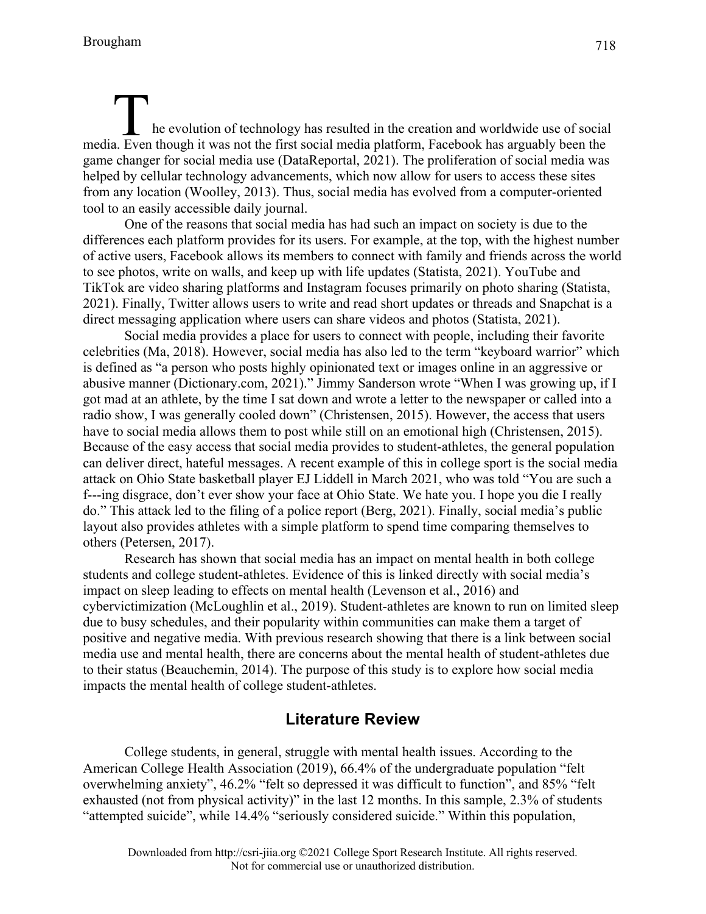The evolution of technology has resulted in the creation and worldwide use of social media. Even though it was not the first social media platform, Facebook has arguably been the game changer for social media use (DataReportal, 2021). The proliferation of social media was helped by cellular technology advancements, which now allow for users to access these sites from any location (Woolley, 2013). Thus, social media has evolved from a computer-oriented tool to an easily accessible daily journal.

One of the reasons that social media has had such an impact on society is due to the differences each platform provides for its users. For example, at the top, with the highest number of active users, Facebook allows its members to connect with family and friends across the world to see photos, write on walls, and keep up with life updates (Statista, 2021). YouTube and TikTok are video sharing platforms and Instagram focuses primarily on photo sharing (Statista, 2021). Finally, Twitter allows users to write and read short updates or threads and Snapchat is a direct messaging application where users can share videos and photos (Statista, 2021).

Social media provides a place for users to connect with people, including their favorite celebrities (Ma, 2018). However, social media has also led to the term "keyboard warrior" which is defined as "a person who posts highly opinionated text or images online in an aggressive or abusive manner (Dictionary.com, 2021)." Jimmy Sanderson wrote "When I was growing up, if I got mad at an athlete, by the time I sat down and wrote a letter to the newspaper or called into a radio show, I was generally cooled down" (Christensen, 2015). However, the access that users have to social media allows them to post while still on an emotional high (Christensen, 2015). Because of the easy access that social media provides to student-athletes, the general population can deliver direct, hateful messages. A recent example of this in college sport is the social media attack on Ohio State basketball player EJ Liddell in March 2021, who was told "You are such a f---ing disgrace, don't ever show your face at Ohio State. We hate you. I hope you die I really do." This attack led to the filing of a police report (Berg, 2021). Finally, social media's public layout also provides athletes with a simple platform to spend time comparing themselves to others (Petersen, 2017).

Research has shown that social media has an impact on mental health in both college students and college student-athletes. Evidence of this is linked directly with social media's impact on sleep leading to effects on mental health (Levenson et al., 2016) and cybervictimization (McLoughlin et al., 2019). Student-athletes are known to run on limited sleep due to busy schedules, and their popularity within communities can make them a target of positive and negative media. With previous research showing that there is a link between social media use and mental health, there are concerns about the mental health of student-athletes due to their status (Beauchemin, 2014). The purpose of this study is to explore how social media impacts the mental health of college student-athletes.

## Literature Review

College students, in general, struggle with mental health issues. According to the American College Health Association (2019), 66.4% of the undergraduate population "felt overwhelming anxiety", 46.2% "felt so depressed it was difficult to function", and 85% "felt exhausted (not from physical activity)" in the last 12 months. In this sample, 2.3% of students "attempted suicide", while 14.4% "seriously considered suicide." Within this population,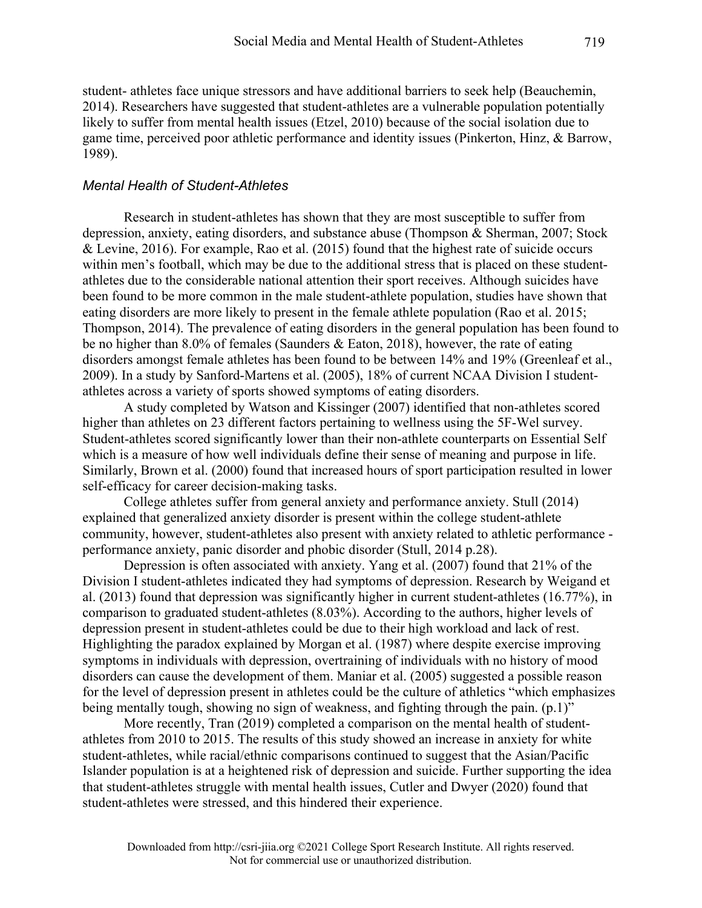student- athletes face unique stressors and have additional barriers to seek help (Beauchemin, 2014). Researchers have suggested that student-athletes are a vulnerable population potentially likely to suffer from mental health issues (Etzel, 2010) because of the social isolation due to game time, perceived poor athletic performance and identity issues (Pinkerton, Hinz, & Barrow, 1989).

### *Mental Health of Student-Athletes*

Research in student-athletes has shown that they are most susceptible to suffer from depression, anxiety, eating disorders, and substance abuse (Thompson & Sherman, 2007; Stock & Levine, 2016). For example, Rao et al. (2015) found that the highest rate of suicide occurs within men's football, which may be due to the additional stress that is placed on these student-athletes due to the considerable national attention their sport receives. Although suicides have been found to be more common in the male student-athlete population, studies have shown that eating disorders are more likely to present in the female athlete population (Rao et al. 2015; Thompson, 2014). The prevalence of eating disorders in the general population has been found to be no higher than 8.0% of females (Saunders & Eaton, 2018), however, the rate of eating disorders amongst female athletes has been found to be between 14% and 19% (Greenleaf et al., 2009). In a study by Sanford-Martens et al. (2005), 18% of current NCAA Division I student-athletes across a variety of sports showed symptoms of eating disorders.

A study completed by Watson and Kissinger (2007) identified that non-athletes scored higher than athletes on 23 different factors pertaining to wellness using the 5F-Wel survey. Student-athletes scored significantly lower than their non-athlete counterparts on Essential Self which is a measure of how well individuals define their sense of meaning and purpose in life. Similarly, Brown et al. (2000) found that increased hours of sport participation resulted in lower self-efficacy for career decision-making tasks.

College athletes suffer from general anxiety and performance anxiety. Stull (2014) explained that generalized anxiety disorder is present within the college student-athlete community, however, student-athletes also present with anxiety related to athletic performance - performance anxiety, panic disorder and phobic disorder (Stull, 2014 p.28).

Depression is often associated with anxiety. Yang et al. (2007) found that 21% of the Division I student-athletes indicated they had symptoms of depression. Research by Weigand et al. (2013) found that depression was significantly higher in current student-athletes (16.77%), in comparison to graduated student-athletes (8.03%). According to the authors, higher levels of depression present in student-athletes could be due to their high workload and lack of rest. Highlighting the paradox explained by Morgan et al. (1987) where despite exercise improving symptoms in individuals with depression, overtraining of individuals with no history of mood disorders can cause the development of them. Maniar et al. (2005) suggested a possible reason for the level of depression present in athletes could be the culture of athletics "which emphasizes being mentally tough, showing no sign of weakness, and fighting through the pain. (p.1)"

More recently, Tran (2019) completed a comparison on the mental health of student-athletes from 2010 to 2015. The results of this study showed an increase in anxiety for white student-athletes, while racial/ethnic comparisons continued to suggest that the Asian/Pacific Islander population is at a heightened risk of depression and suicide. Further supporting the idea that student-athletes struggle with mental health issues, Cutler and Dwyer (2020) found that student-athletes were stressed, and this hindered their experience.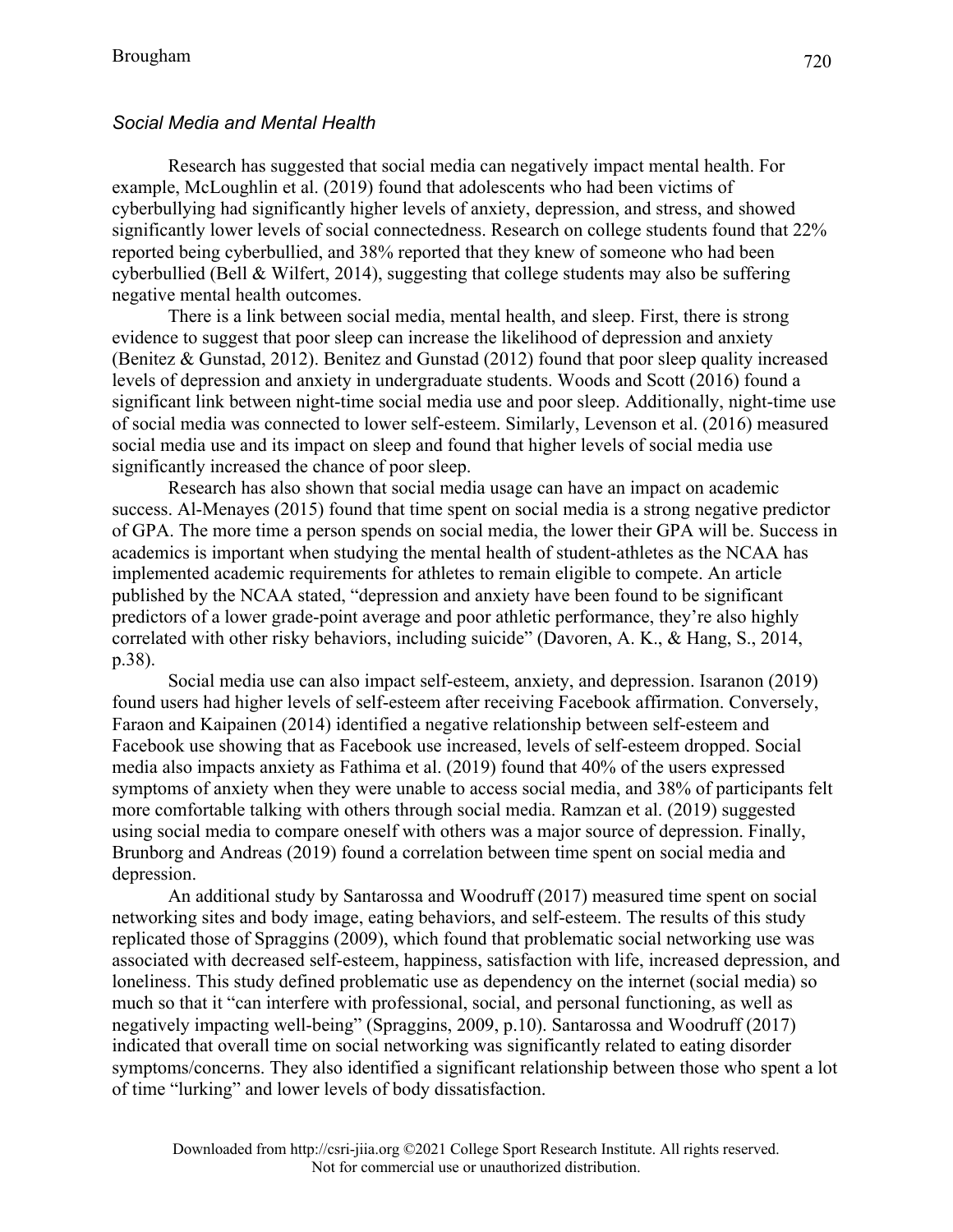### *Social Media and Mental Health*

Research has suggested that social media can negatively impact mental health. For example, McLoughlin et al. (2019) found that adolescents who had been victims of cyberbullying had significantly higher levels of anxiety, depression, and stress, and showed significantly lower levels of social connectedness. Research on college students found that 22% reported being cyberbullied, and 38% reported that they knew of someone who had been cyberbullied (Bell & Wilfert, 2014), suggesting that college students may also be suffering negative mental health outcomes.

There is a link between social media, mental health, and sleep. First, there is strong evidence to suggest that poor sleep can increase the likelihood of depression and anxiety (Benitez & Gunstad, 2012). Benitez and Gunstad (2012) found that poor sleep quality increased levels of depression and anxiety in undergraduate students. Woods and Scott (2016) found a significant link between night-time social media use and poor sleep. Additionally, night-time use of social media was connected to lower self-esteem. Similarly, Levenson et al. (2016) measured social media use and its impact on sleep and found that higher levels of social media use significantly increased the chance of poor sleep.

Research has also shown that social media usage can have an impact on academic success. Al-Menayes (2015) found that time spent on social media is a strong negative predictor of GPA. The more time a person spends on social media, the lower their GPA will be. Success in academics is important when studying the mental health of student-athletes as the NCAA has implemented academic requirements for athletes to remain eligible to compete. An article published by the NCAA stated, "depression and anxiety have been found to be significant predictors of a lower grade-point average and poor athletic performance, they're also highly correlated with other risky behaviors, including suicide" (Davoren, A. K., & Hang, S., 2014, p.38).

Social media use can also impact self-esteem, anxiety, and depression. Isaranon (2019) found users had higher levels of self-esteem after receiving Facebook affirmation. Conversely, Faraon and Kaipainen (2014) identified a negative relationship between self-esteem and Facebook use showing that as Facebook use increased, levels of self-esteem dropped. Social media also impacts anxiety as Fathima et al. (2019) found that 40% of the users expressed symptoms of anxiety when they were unable to access social media, and 38% of participants felt more comfortable talking with others through social media. Ramzan et al. (2019) suggested using social media to compare oneself with others was a major source of depression. Finally, Brunborg and Andreas (2019) found a correlation between time spent on social media and depression.

An additional study by Santarossa and Woodruff (2017) measured time spent on social networking sites and body image, eating behaviors, and self-esteem. The results of this study replicated those of Spraggins (2009), which found that problematic social networking use was associated with decreased self-esteem, happiness, satisfaction with life, increased depression, and loneliness. This study defined problematic use as dependency on the internet (social media) so much so that it "can interfere with professional, social, and personal functioning, as well as negatively impacting well-being" (Spraggins, 2009, p.10). Santarossa and Woodruff (2017) indicated that overall time on social networking was significantly related to eating disorder symptoms/concerns. They also identified a significant relationship between those who spent a lot of time "lurking" and lower levels of body dissatisfaction.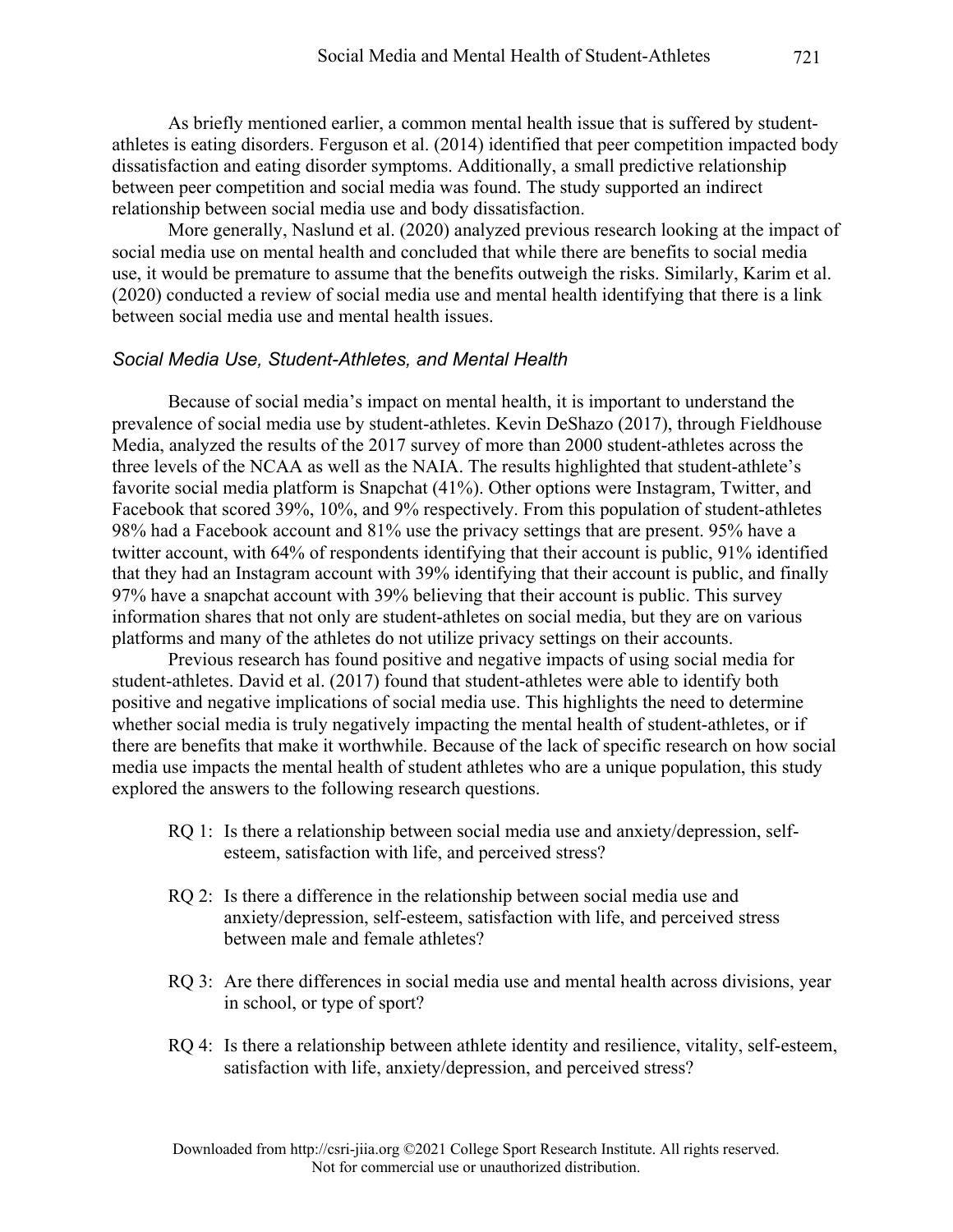As briefly mentioned earlier, a common mental health issue that is suffered by student-athletes is eating disorders. Ferguson et al. (2014) identified that peer competition impacted body dissatisfaction and eating disorder symptoms. Additionally, a small predictive relationship between peer competition and social media was found. The study supported an indirect relationship between social media use and body dissatisfaction.

More generally, Naslund et al. (2020) analyzed previous research looking at the impact of social media use on mental health and concluded that while there are benefits to social media use, it would be premature to assume that the benefits outweigh the risks. Similarly, Karim et al. (2020) conducted a review of social media use and mental health identifying that there is a link between social media use and mental health issues.

### *Social Media Use, Student-Athletes, and Mental Health*

Because of social media's impact on mental health, it is important to understand the prevalence of social media use by student-athletes. Kevin DeShazo (2017), through Fieldhouse Media, analyzed the results of the 2017 survey of more than 2000 student-athletes across the three levels of the NCAA as well as the NAIA. The results highlighted that student-athlete's favorite social media platform is Snapchat (41%). Other options were Instagram, Twitter, and Facebook that scored 39%, 10%, and 9% respectively. From this population of student-athletes 98% had a Facebook account and 81% use the privacy settings that are present. 95% have a twitter account, with 64% of respondents identifying that their account is public, 91% identified that they had an Instagram account with 39% identifying that their account is public, and finally 97% have a snapchat account with 39% believing that their account is public. This survey information shares that not only are student-athletes on social media, but they are on various platforms and many of the athletes do not utilize privacy settings on their accounts.

Previous research has found positive and negative impacts of using social media for student-athletes. David et al. (2017) found that student-athletes were able to identify both positive and negative implications of social media use. This highlights the need to determine whether social media is truly negatively impacting the mental health of student-athletes, or if there are benefits that make it worthwhile. Because of the lack of specific research on how social media use impacts the mental health of student athletes who are a unique population, this study explored the answers to the following research questions.

RQ 1: Is there a relationship between social media use and anxiety/depression, self-esteem, satisfaction with life, and perceived stress?

RQ 2: Is there a difference in the relationship between social media use and anxiety/depression, self-esteem, satisfaction with life, and perceived stress between male and female athletes?

RQ 3: Are there differences in social media use and mental health across divisions, year in school, or type of sport?

RQ 4: Is there a relationship between athlete identity and resilience, vitality, self-esteem, satisfaction with life, anxiety/depression, and perceived stress?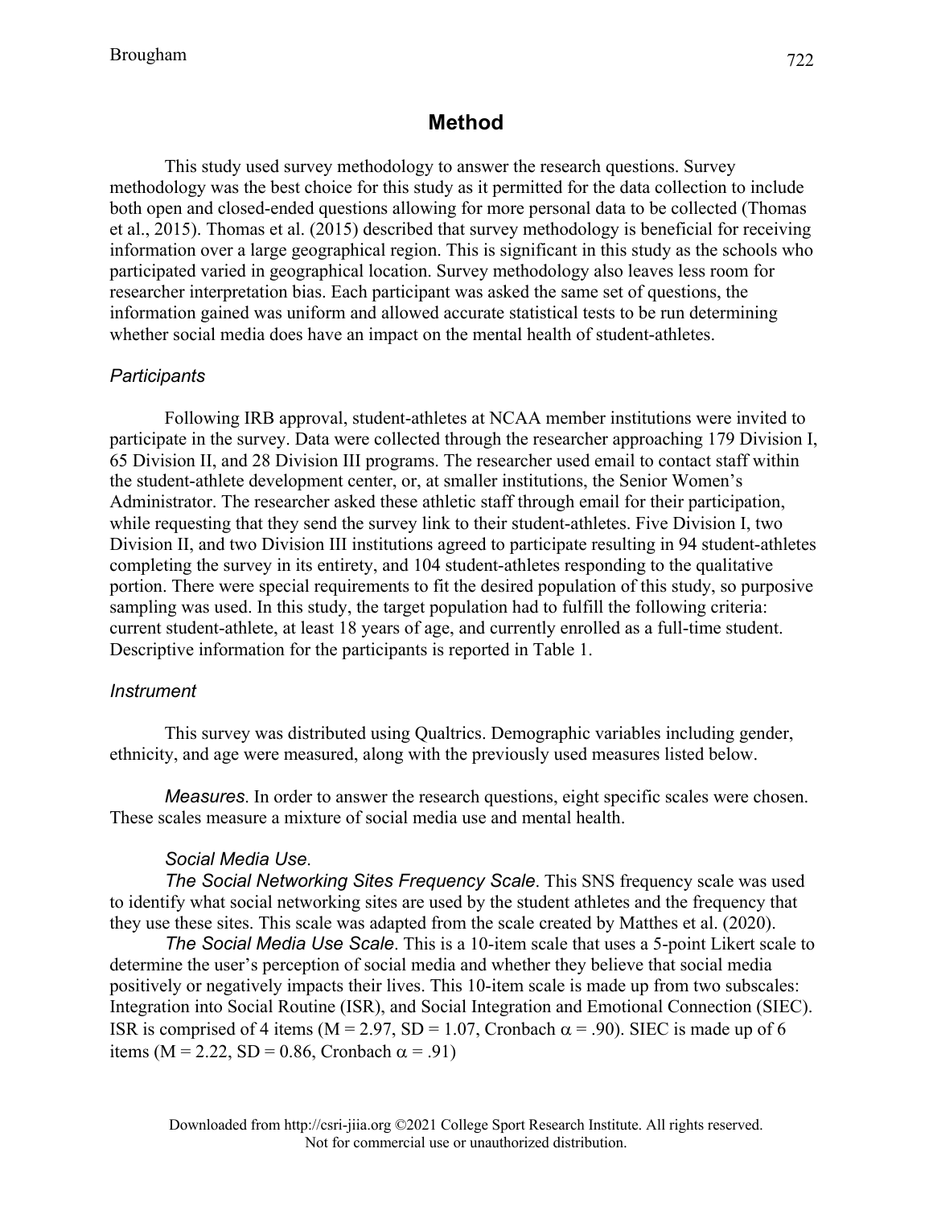## Method

This study used survey methodology to answer the research questions. Survey methodology was the best choice for this study as it permitted for the data collection to include both open and closed-ended questions allowing for more personal data to be collected (Thomas et al., 2015). Thomas et al. (2015) described that survey methodology is beneficial for receiving information over a large geographical region. This is significant in this study as the schools who participated varied in geographical location. Survey methodology also leaves less room for researcher interpretation bias. Each participant was asked the same set of questions, the information gained was uniform and allowed accurate statistical tests to be run determining whether social media does have an impact on the mental health of student-athletes.

### *Participants*

Following IRB approval, student-athletes at NCAA member institutions were invited to participate in the survey. Data were collected through the researcher approaching 179 Division I, 65 Division II, and 28 Division III programs. The researcher used email to contact staff within the student-athlete development center, or, at smaller institutions, the Senior Women's Administrator. The researcher asked these athletic staff through email for their participation, while requesting that they send the survey link to their student-athletes. Five Division I, two Division II, and two Division III institutions agreed to participate resulting in 94 student-athletes completing the survey in its entirety, and 104 student-athletes responding to the qualitative portion. There were special requirements to fit the desired population of this study, so purposive sampling was used. In this study, the target population had to fulfill the following criteria: current student-athlete, at least 18 years of age, and currently enrolled as a full-time student. Descriptive information for the participants is reported in Table 1.

### *Instrument*

This survey was distributed using Qualtrics. Demographic variables including gender, ethnicity, and age were measured, along with the previously used measures listed below.

*Measures*. In order to answer the research questions, eight specific scales were chosen. These scales measure a mixture of social media use and mental health.

*Social Media Use*.

*The Social Networking Sites Frequency Scale*. This SNS frequency scale was used to identify what social networking sites are used by the student athletes and the frequency that they use these sites. This scale was adapted from the scale created by Matthes et al. (2020).

*The Social Media Use Scale*. This is a 10-item scale that uses a 5-point Likert scale to determine the user's perception of social media and whether they believe that social media positively or negatively impacts their lives. This 10-item scale is made up from two subscales: Integration into Social Routine (ISR), and Social Integration and Emotional Connection (SIEC). ISR is comprised of 4 items ($M = 2.97$, $SD = 1.07$, Cronbach $\alpha = .90$). SIEC is made up of 6 items ($M = 2.22$, $SD = 0.86$, Cronbach $\alpha = .91$)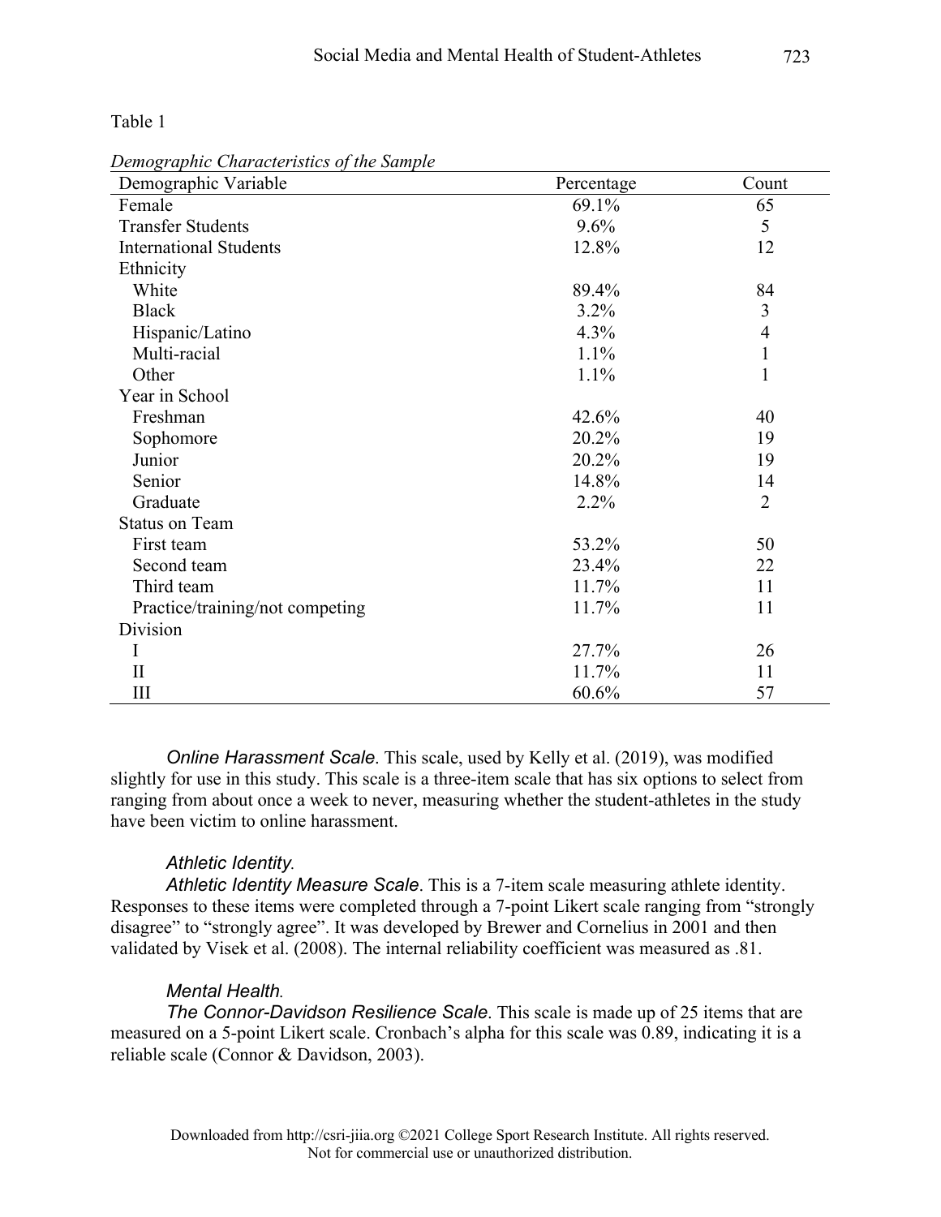Table 1

*Demographic Characteristics of the Sample*

| Demographic Variable | Percentage | Count |
|---|---|---|
| Female | 69.1% | 65 |
| Transfer Students | 9.6% | 5 |
| International Students | 12.8% | 12 |
| Ethnicity | | |
| White | 89.4% | 84 |
| Black | 3.2% | 3 |
| Hispanic/Latino | 4.3% | 4 |
| Multi-racial | 1.1% | 1 |
| Other | 1.1% | 1 |
| Year in School | | |
| Freshman | 42.6% | 40 |
| Sophomore | 20.2% | 19 |
| Junior | 20.2% | 19 |
| Senior | 14.8% | 14 |
| Graduate | 2.2% | 2 |
| Status on Team | | |
| First team | 53.2% | 50 |
| Second team | 23.4% | 22 |
| Third team | 11.7% | 11 |
| Practice/training/not competing | 11.7% | 11 |
| Division | | |
| I | 27.7% | 26 |
| II | 11.7% | 11 |
| III | 60.6% | 57 |

*Online Harassment Scale*. This scale, used by Kelly et al. (2019), was modified slightly for use in this study. This scale is a three-item scale that has six options to select from ranging from about once a week to never, measuring whether the student-athletes in the study have been victim to online harassment.

*Athletic Identity.*

*Athletic Identity Measure Scale*. This is a 7-item scale measuring athlete identity. Responses to these items were completed through a 7-point Likert scale ranging from "strongly disagree" to "strongly agree". It was developed by Brewer and Cornelius in 2001 and then validated by Visek et al. (2008). The internal reliability coefficient was measured as .81.

*Mental Health.*

*The Connor-Davidson Resilience Scale.* This scale is made up of 25 items that are measured on a 5-point Likert scale. Cronbach's alpha for this scale was 0.89, indicating it is a reliable scale (Connor & Davidson, 2003).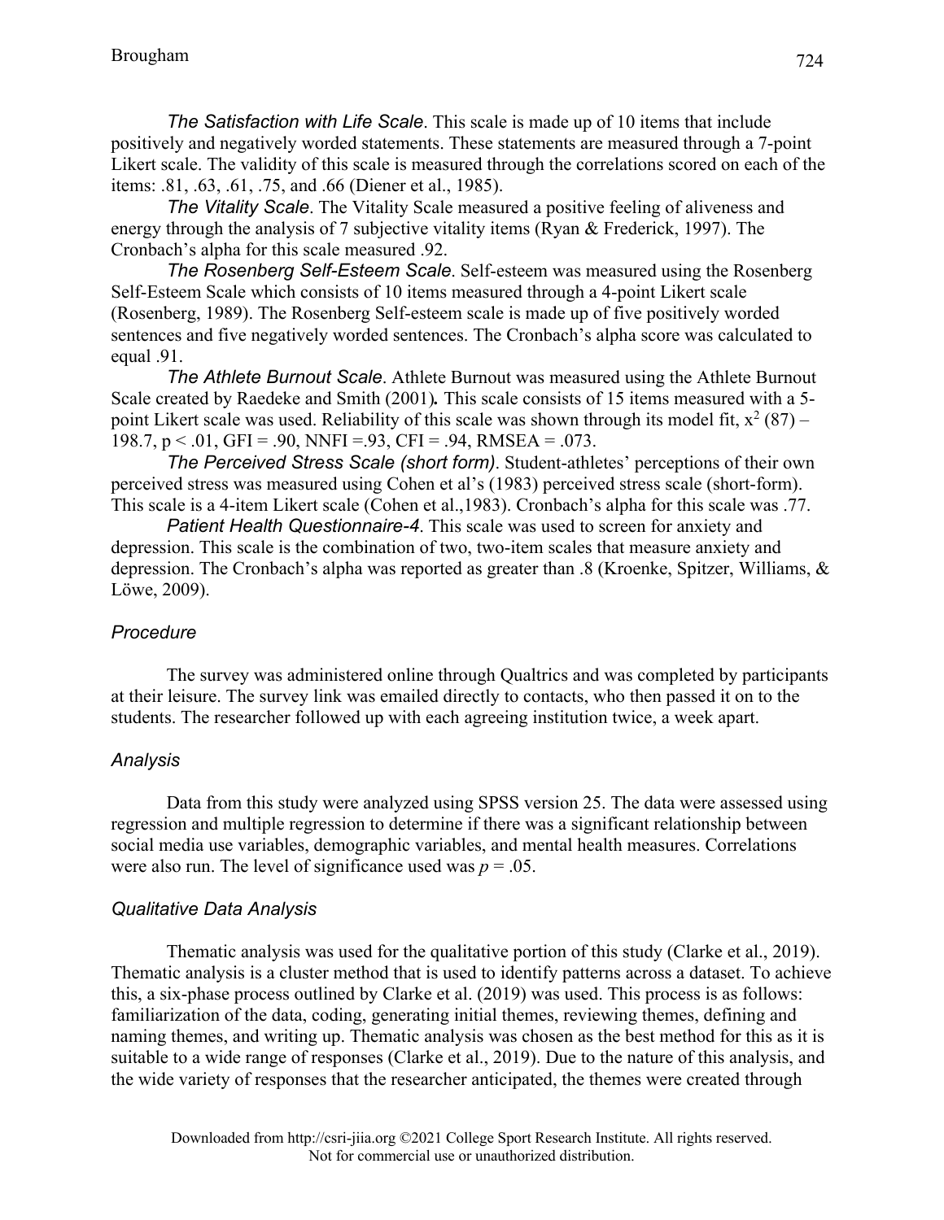*The Satisfaction with Life Scale*. This scale is made up of 10 items that include positively and negatively worded statements. These statements are measured through a 7-point Likert scale. The validity of this scale is measured through the correlations scored on each of the items: .81, .63, .61, .75, and .66 (Diener et al., 1985).

*The Vitality Scale*. The Vitality Scale measured a positive feeling of aliveness and energy through the analysis of 7 subjective vitality items (Ryan & Frederick, 1997). The Cronbach's alpha for this scale measured .92.

*The Rosenberg Self-Esteem Scale*. Self-esteem was measured using the Rosenberg Self-Esteem Scale which consists of 10 items measured through a 4-point Likert scale (Rosenberg, 1989). The Rosenberg Self-esteem scale is made up of five positively worded sentences and five negatively worded sentences. The Cronbach's alpha score was calculated to equal .91.

*The Athlete Burnout Scale*. Athlete Burnout was measured using the Athlete Burnout Scale created by Raedeke and Smith (2001)**.** This scale consists of 15 items measured with a 5-point Likert scale was used. Reliability of this scale was shown through its model fit, $x^2$ (87) – 198.7, p < .01, GFI = .90, NNFI =.93, CFI = .94, RMSEA = .073.

*The Perceived Stress Scale (short form)*. Student-athletes' perceptions of their own perceived stress was measured using Cohen et al's (1983) perceived stress scale (short-form). This scale is a 4-item Likert scale (Cohen et al.,1983). Cronbach's alpha for this scale was .77.

*Patient Health Questionnaire-4*. This scale was used to screen for anxiety and depression. This scale is the combination of two, two-item scales that measure anxiety and depression. The Cronbach's alpha was reported as greater than .8 (Kroenke, Spitzer, Williams, & Löwe, 2009).

### *Procedure*

The survey was administered online through Qualtrics and was completed by participants at their leisure. The survey link was emailed directly to contacts, who then passed it on to the students. The researcher followed up with each agreeing institution twice, a week apart.

### *Analysis*

Data from this study were analyzed using SPSS version 25. The data were assessed using regression and multiple regression to determine if there was a significant relationship between social media use variables, demographic variables, and mental health measures. Correlations were also run. The level of significance used was $p = .05$.

### *Qualitative Data Analysis*

Thematic analysis was used for the qualitative portion of this study (Clarke et al., 2019). Thematic analysis is a cluster method that is used to identify patterns across a dataset. To achieve this, a six-phase process outlined by Clarke et al. (2019) was used. This process is as follows: familiarization of the data, coding, generating initial themes, reviewing themes, defining and naming themes, and writing up. Thematic analysis was chosen as the best method for this as it is suitable to a wide range of responses (Clarke et al., 2019). Due to the nature of this analysis, and the wide variety of responses that the researcher anticipated, the themes were created through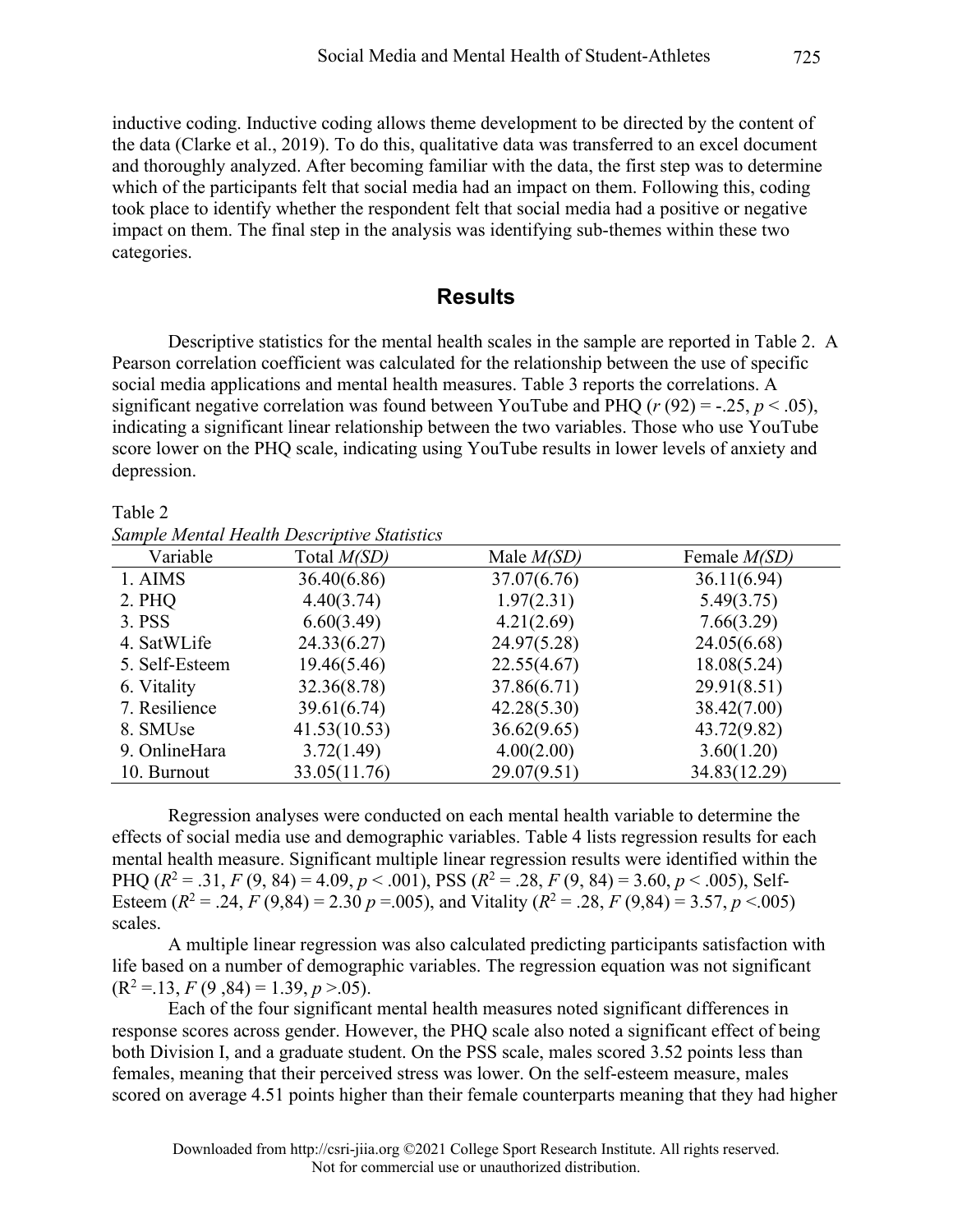inductive coding. Inductive coding allows theme development to be directed by the content of the data (Clarke et al., 2019). To do this, qualitative data was transferred to an excel document and thoroughly analyzed. After becoming familiar with the data, the first step was to determine which of the participants felt that social media had an impact on them. Following this, coding took place to identify whether the respondent felt that social media had a positive or negative impact on them. The final step in the analysis was identifying sub-themes within these two categories.

## Results

Descriptive statistics for the mental health scales in the sample are reported in Table 2. A Pearson correlation coefficient was calculated for the relationship between the use of specific social media applications and mental health measures. Table 3 reports the correlations. A significant negative correlation was found between YouTube and PHQ ($r$ (92) = -.25, $p < .05$), indicating a significant linear relationship between the two variables. Those who use YouTube score lower on the PHQ scale, indicating using YouTube results in lower levels of anxiety and depression.

Table 2
*Sample Mental Health Descriptive Statistics*

| Variable | Total *M(SD)* | Male *M(SD)* | Female *M(SD)* |
|---|---|---|---|
| 1. AIMS | 36.40(6.86) | 37.07(6.76) | 36.11(6.94) |
| 2. PHQ | 4.40(3.74) | 1.97(2.31) | 5.49(3.75) |
| 3. PSS | 6.60(3.49) | 4.21(2.69) | 7.66(3.29) |
| 4. SatWLife | 24.33(6.27) | 24.97(5.28) | 24.05(6.68) |
| 5. Self-Esteem | 19.46(5.46) | 22.55(4.67) | 18.08(5.24) |
| 6. Vitality | 32.36(8.78) | 37.86(6.71) | 29.91(8.51) |
| 7. Resilience | 39.61(6.74) | 42.28(5.30) | 38.42(7.00) |
| 8. SMUse | 41.53(10.53) | 36.62(9.65) | 43.72(9.82) |
| 9. OnlineHara | 3.72(1.49) | 4.00(2.00) | 3.60(1.20) |
| 10. Burnout | 33.05(11.76) | 29.07(9.51) | 34.83(12.29) |

Regression analyses were conducted on each mental health variable to determine the effects of social media use and demographic variables. Table 4 lists regression results for each mental health measure. Significant multiple linear regression results were identified within the PHQ ($R^2 = .31$, $F$ (9, 84) = 4.09, $p < .001$), PSS ($R^2 = .28$, $F$ (9, 84) = 3.60, $p < .005$), Self-Esteem ($R^2 = .24$, $F$ (9,84) = 2.30 $p$ =.005), and Vitality ($R^2 = .28$, $F$ (9,84) = 3.57, $p$ <.005) scales.

A multiple linear regression was also calculated predicting participants satisfaction with life based on a number of demographic variables. The regression equation was not significant ($R^2$ =.13, $F$ (9 ,84) = 1.39, $p$ >.05).

Each of the four significant mental health measures noted significant differences in response scores across gender. However, the PHQ scale also noted a significant effect of being both Division I, and a graduate student. On the PSS scale, males scored 3.52 points less than females, meaning that their perceived stress was lower. On the self-esteem measure, males scored on average 4.51 points higher than their female counterparts meaning that they had higher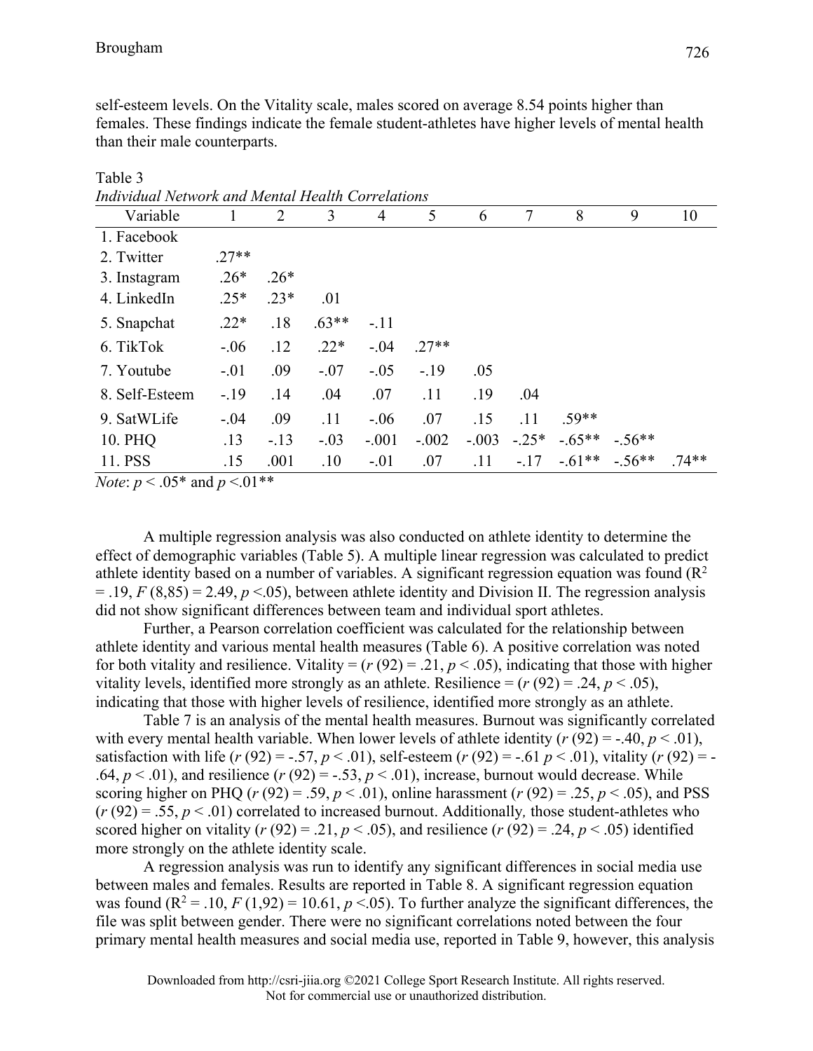self-esteem levels. On the Vitality scale, males scored on average 8.54 points higher than females. These findings indicate the female student-athletes have higher levels of mental health than their male counterparts.

Table 3

*Individual Network and Mental Health Correlations*

| Variable | 1 | 2 | 3 | 4 | 5 | 6 | 7 | 8 | 9 | 10 |
|---|---|---|---|---|---|---|---|---|---|---|
| 1. Facebook | | | | | | | | | | |
| 2. Twitter | .27** | | | | | | | | | |
| 3. Instagram | .26* | .26* | | | | | | | | |
| 4. LinkedIn | .25* | .23* | .01 | | | | | | | |
| 5. Snapchat | .22* | .18 | .63** | -.11 | | | | | | |
| 6. TikTok | -.06 | .12 | .22* | -.04 | .27** | | | | | |
| 7. Youtube | -.01 | .09 | -.07 | -.05 | -.19 | .05 | | | | |
| 8. Self-Esteem | -.19 | .14 | .04 | .07 | .11 | .19 | .04 | | | |
| 9. SatWLife | -.04 | .09 | .11 | -.06 | .07 | .15 | .11 | .59** | | |
| 10. PHQ | .13 | -.13 | -.03 | -.001 | -.002 | -.003 | -.25* | -.65** | -.56** | |
| 11. PSS | .15 | .001 | .10 | -.01 | .07 | .11 | -.17 | -.61** | -.56** | .74** |

*Note*: $p < .05$* and $p < .01$**

A multiple regression analysis was also conducted on athlete identity to determine the effect of demographic variables (Table 5). A multiple linear regression was calculated to predict athlete identity based on a number of variables. A significant regression equation was found ($R^2 = .19$, $F(8,85) = 2.49$, $p < .05$), between athlete identity and Division II. The regression analysis did not show significant differences between team and individual sport athletes.

Further, a Pearson correlation coefficient was calculated for the relationship between athlete identity and various mental health measures (Table 6). A positive correlation was noted for both vitality and resilience. Vitality = ($r(92) = .21$, $p < .05$), indicating that those with higher vitality levels, identified more strongly as an athlete. Resilience = ($r(92) = .24$, $p < .05$), indicating that those with higher levels of resilience, identified more strongly as an athlete.

Table 7 is an analysis of the mental health measures. Burnout was significantly correlated with every mental health variable. When lower levels of athlete identity ($r(92) = -.40$, $p < .01$), satisfaction with life ($r(92) = -.57$, $p < .01$), self-esteem ($r(92) = -.61$ $p < .01$), vitality ($r(92) = -.64$, $p < .01$), and resilience ($r(92) = -.53$, $p < .01$), increase, burnout would decrease. While scoring higher on PHQ ($r(92) = .59$, $p < .01$), online harassment ($r(92) = .25$, $p < .05$), and PSS ($r(92) = .55$, $p < .01$) correlated to increased burnout. Additionally*,* those student-athletes who scored higher on vitality ($r(92) = .21$, $p < .05$), and resilience ($r(92) = .24$, $p < .05$) identified more strongly on the athlete identity scale.

A regression analysis was run to identify any significant differences in social media use between males and females. Results are reported in Table 8. A significant regression equation was found ($R^2 = .10$, $F(1,92) = 10.61$, $p < .05$). To further analyze the significant differences, the file was split between gender. There were no significant correlations noted between the four primary mental health measures and social media use, reported in Table 9, however, this analysis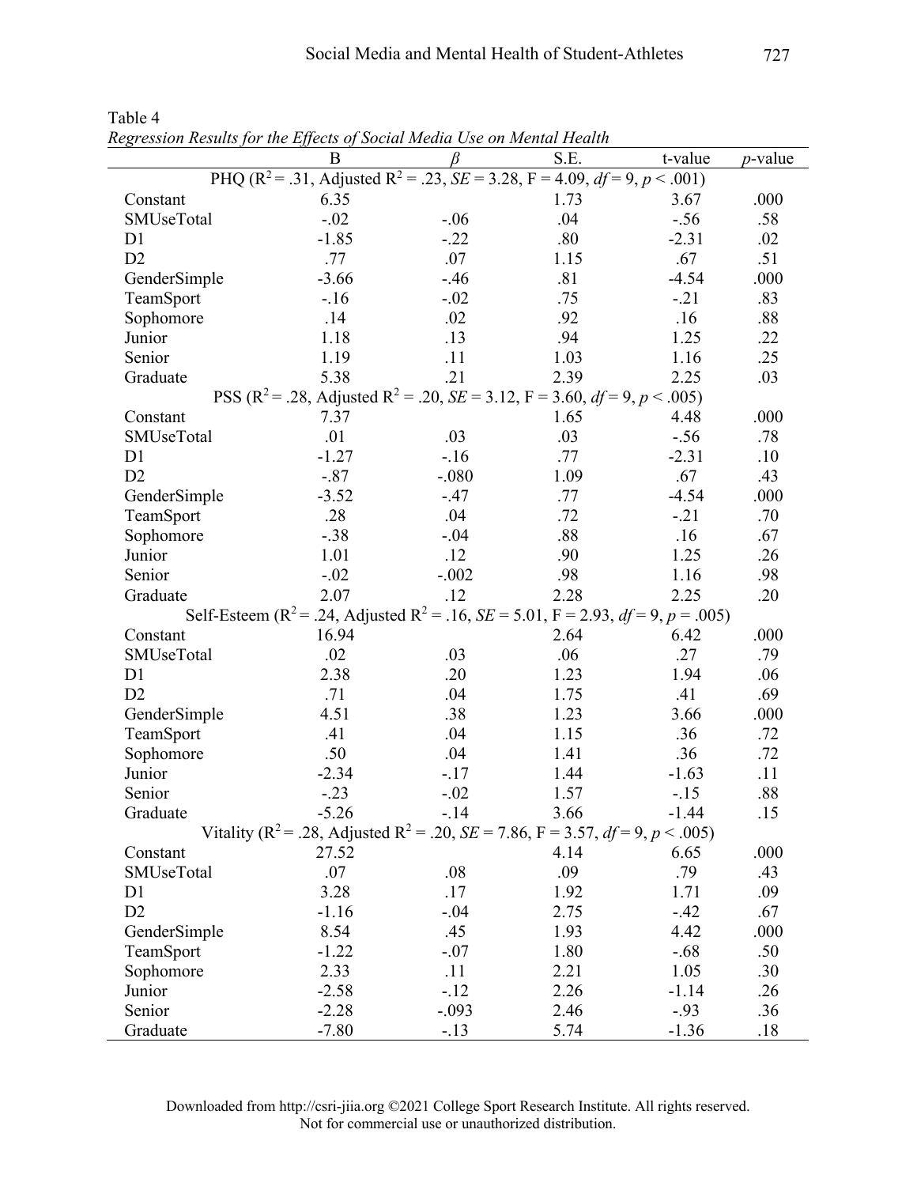Table 4

*Regression Results for the Effects of Social Media Use on Mental Health*

| | B | $\beta$ | S.E. | t-value | *p*-value |
|---|---|---|---|---|---|
| PHQ ($R^2 = .31$, Adjusted $R^2 = .23$, $SE = 3.28$, $F = 4.09$, $df = 9$, $p < .001$) | | | | | |
| Constant | 6.35 | | 1.73 | 3.67 | .000 |
| SMUseTotal | -.02 | -.06 | .04 | -.56 | .58 |
| D1 | -1.85 | -.22 | .80 | -2.31 | .02 |
| D2 | .77 | .07 | 1.15 | .67 | .51 |
| GenderSimple | -3.66 | -.46 | .81 | -4.54 | .000 |
| TeamSport | -.16 | -.02 | .75 | -.21 | .83 |
| Sophomore | .14 | .02 | .92 | .16 | .88 |
| Junior | 1.18 | .13 | .94 | 1.25 | .22 |
| Senior | 1.19 | .11 | 1.03 | 1.16 | .25 |
| Graduate | 5.38 | .21 | 2.39 | 2.25 | .03 |
| PSS ($R^2 = .28$, Adjusted $R^2 = .20$, $SE = 3.12$, $F = 3.60$, $df = 9$, $p < .005$) | | | | | |
| Constant | 7.37 | | 1.65 | 4.48 | .000 |
| SMUseTotal | .01 | .03 | .03 | -.56 | .78 |
| D1 | -1.27 | -.16 | .77 | -2.31 | .10 |
| D2 | -.87 | -.080 | 1.09 | .67 | .43 |
| GenderSimple | -3.52 | -.47 | .77 | -4.54 | .000 |
| TeamSport | .28 | .04 | .72 | -.21 | .70 |
| Sophomore | -.38 | -.04 | .88 | .16 | .67 |
| Junior | 1.01 | .12 | .90 | 1.25 | .26 |
| Senior | -.02 | -.002 | .98 | 1.16 | .98 |
| Graduate | 2.07 | .12 | 2.28 | 2.25 | .20 |
| Self-Esteem ($R^2 = .24$, Adjusted $R^2 = .16$, $SE = 5.01$, $F = 2.93$, $df = 9$, $p = .005$) | | | | | |
| Constant | 16.94 | | 2.64 | 6.42 | .000 |
| SMUseTotal | .02 | .03 | .06 | .27 | .79 |
| D1 | 2.38 | .20 | 1.23 | 1.94 | .06 |
| D2 | .71 | .04 | 1.75 | .41 | .69 |
| GenderSimple | 4.51 | .38 | 1.23 | 3.66 | .000 |
| TeamSport | .41 | .04 | 1.15 | .36 | .72 |
| Sophomore | .50 | .04 | 1.41 | .36 | .72 |
| Junior | -2.34 | -.17 | 1.44 | -1.63 | .11 |
| Senior | -.23 | -.02 | 1.57 | -.15 | .88 |
| Graduate | -5.26 | -.14 | 3.66 | -1.44 | .15 |
| Vitality ($R^2 = .28$, Adjusted $R^2 = .20$, $SE = 7.86$, $F = 3.57$, $df = 9$, $p < .005$) | | | | | |
| Constant | 27.52 | | 4.14 | 6.65 | .000 |
| SMUseTotal | .07 | .08 | .09 | .79 | .43 |
| D1 | 3.28 | .17 | 1.92 | 1.71 | .09 |
| D2 | -1.16 | -.04 | 2.75 | -.42 | .67 |
| GenderSimple | 8.54 | .45 | 1.93 | 4.42 | .000 |
| TeamSport | -1.22 | -.07 | 1.80 | -.68 | .50 |
| Sophomore | 2.33 | .11 | 2.21 | 1.05 | .30 |
| Junior | -2.58 | -.12 | 2.26 | -1.14 | .26 |
| Senior | -2.28 | -.093 | 2.46 | -.93 | .36 |
| Graduate | -7.80 | -.13 | 5.74 | -1.36 | .18 |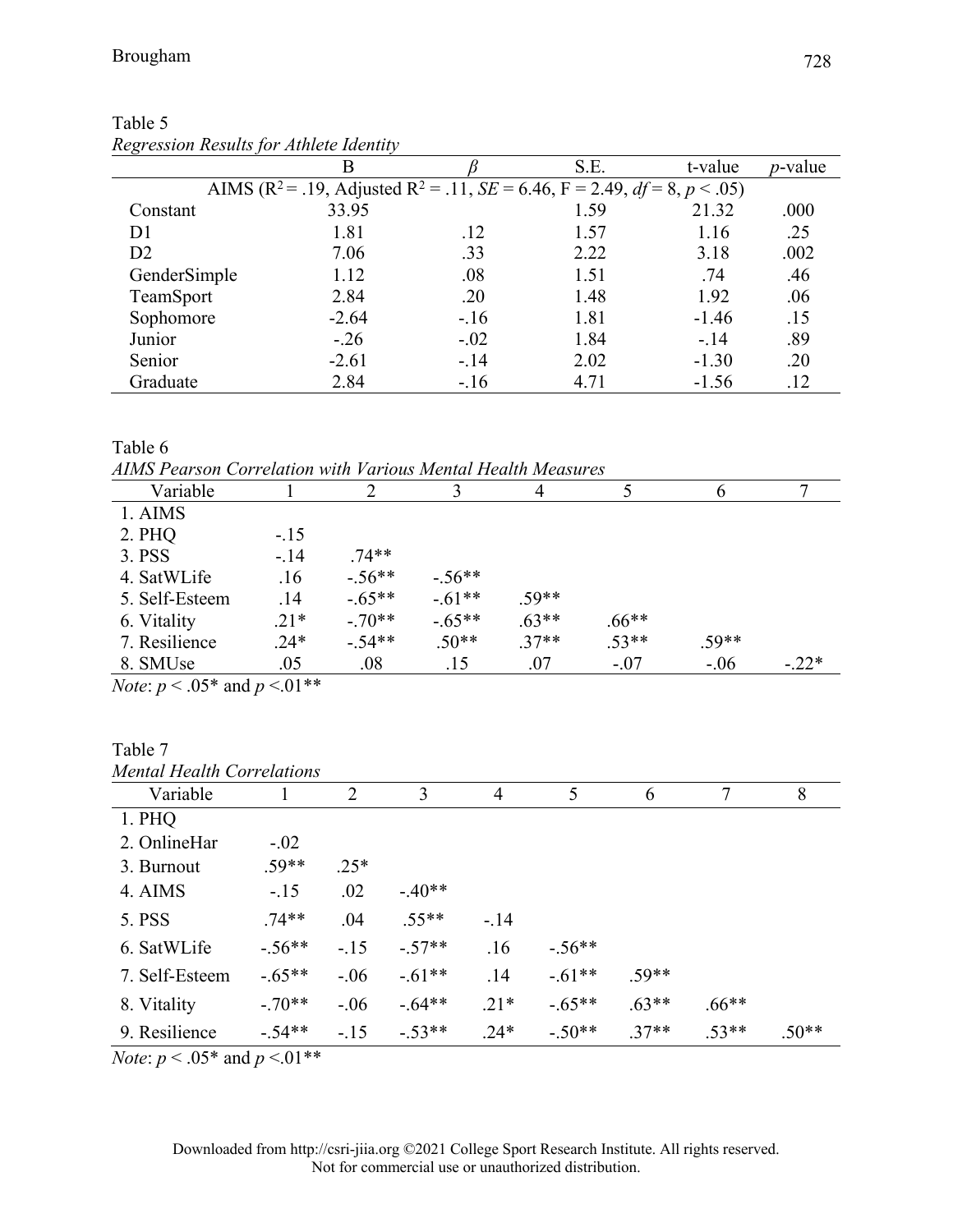Table 5

*Regression Results for Athlete Identity*

| | B | $\beta$ | S.E. | t-value | *p*-value |
|---|---|---|---|---|---|
| AIMS ($R^2 = .19$, Adjusted $R^2 = .11$, $SE = 6.46$, $F = 2.49$, $df = 8$, $p < .05$) | | | | | |
| Constant | 33.95 | | 1.59 | 21.32 | .000 |
| D1 | 1.81 | .12 | 1.57 | 1.16 | .25 |
| D2 | 7.06 | .33 | 2.22 | 3.18 | .002 |
| GenderSimple | 1.12 | .08 | 1.51 | .74 | .46 |
| TeamSport | 2.84 | .20 | 1.48 | 1.92 | .06 |
| Sophomore | -2.64 | -.16 | 1.81 | -1.46 | .15 |
| Junior | -.26 | -.02 | 1.84 | -.14 | .89 |
| Senior | -2.61 | -.14 | 2.02 | -1.30 | .20 |
| Graduate | 2.84 | -.16 | 4.71 | -1.56 | .12 |

Table 6

*AIMS Pearson Correlation with Various Mental Health Measures*

| Variable | 1 | 2 | 3 | 4 | 5 | 6 | 7 |
|---|---|---|---|---|---|---|---|
| 1. AIMS | | | | | | | |
| 2. PHQ | -.15 | | | | | | |
| 3. PSS | -.14 | .74** | | | | | |
| 4. SatWLife | .16 | -.56** | -.56** | | | | |
| 5. Self-Esteem | .14 | -.65** | -.61** | .59** | | | |
| 6. Vitality | .21* | -.70** | -.65** | .63** | .66** | | |
| 7. Resilience | .24* | -.54** | .50** | .37** | .53** | .59** | |
| 8. SMUse | .05 | .08 | .15 | .07 | -.07 | -.06 | -.22* |

*Note*: $p < .05$* and $p < .01$**

Table 7

*Mental Health Correlations*

| Variable | 1 | 2 | 3 | 4 | 5 | 6 | 7 | 8 |
|---|---|---|---|---|---|---|---|---|
| 1. PHQ | | | | | | | | |
| 2. OnlineHar | -.02 | | | | | | | |
| 3. Burnout | .59** | .25* | | | | | | |
| 4. AIMS | -.15 | .02 | -.40** | | | | | |
| 5. PSS | .74** | .04 | .55** | -.14 | | | | |
| 6. SatWLife | -.56** | -.15 | -.57** | .16 | -.56** | | | |
| 7. Self-Esteem | -.65** | -.06 | -.61** | .14 | -.61** | .59** | | |
| 8. Vitality | -.70** | -.06 | -.64** | .21* | -.65** | .63** | .66** | |
| 9. Resilience | -.54** | -.15 | -.53** | .24* | -.50** | .37** | .53** | .50** |

*Note*: $p < .05$* and $p < .01$**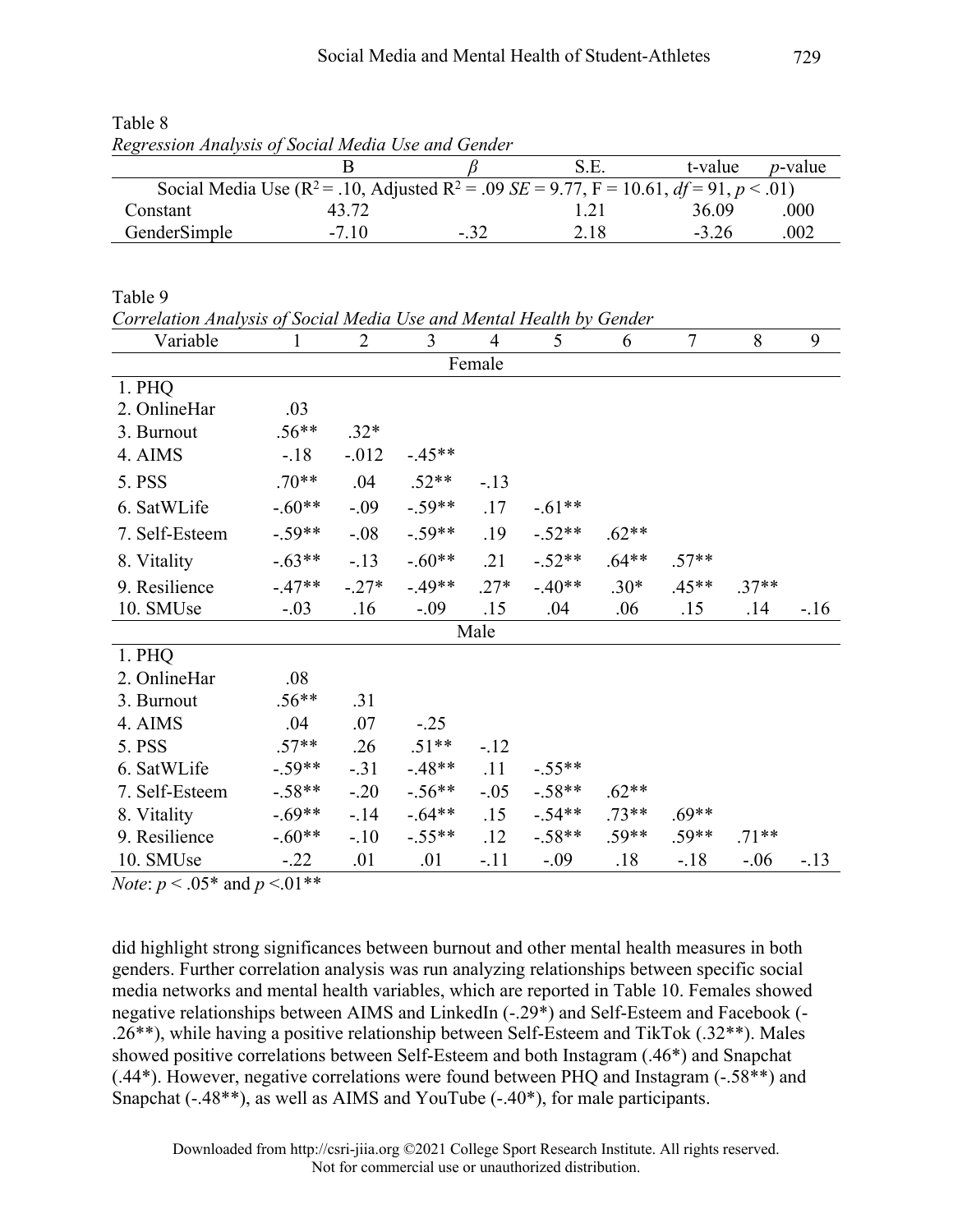Table 8

*Regression Analysis of Social Media Use and Gender*

| | B | $\beta$ | S.E. | t-value | *p*-value |
|---|---|---|---|---|---|
| Social Media Use ($R^2 = .10$, Adjusted $R^2 = .09$ *SE* = 9.77, F = 10.61, *df* = 91, $p < .01$) | | | | | |
| Constant | 43.72 | | 1.21 | 36.09 | .000 |
| GenderSimple | -7.10 | -.32 | 2.18 | -3.26 | .002 |

Table 9

*Correlation Analysis of Social Media Use and Mental Health by Gender*

| Variable | 1 | 2 | 3 | 4 | 5 | 6 | 7 | 8 | 9 |
|---|---|---|---|---|---|---|---|---|---|
| | | | | Female | | | | | |
| 1. PHQ | | | | | | | | | |
| 2. OnlineHar | .03 | | | | | | | | |
| 3. Burnout | .56** | .32* | | | | | | | |
| 4. AIMS | -.18 | -.012 | -.45** | | | | | | |
| 5. PSS | .70** | .04 | .52** | -.13 | | | | | |
| 6. SatWLife | -.60** | -.09 | -.59** | .17 | -.61** | | | | |
| 7. Self-Esteem | -.59** | -.08 | -.59** | .19 | -.52** | .62** | | | |
| 8. Vitality | -.63** | -.13 | -.60** | .21 | -.52** | .64** | .57** | | |
| 9. Resilience | -.47** | -.27* | -.49** | .27* | -.40** | .30* | .45** | .37** | |
| 10. SMUse | -.03 | .16 | -.09 | .15 | .04 | .06 | .15 | .14 | -.16 |
| | | | | Male | | | | | |
| 1. PHQ | | | | | | | | | |
| 2. OnlineHar | .08 | | | | | | | | |
| 3. Burnout | .56** | .31 | | | | | | | |
| 4. AIMS | .04 | .07 | -.25 | | | | | | |
| 5. PSS | .57** | .26 | .51** | -.12 | | | | | |
| 6. SatWLife | -.59** | -.31 | -.48** | .11 | -.55** | | | | |
| 7. Self-Esteem | -.58** | -.20 | -.56** | -.05 | -.58** | .62** | | | |
| 8. Vitality | -.69** | -.14 | -.64** | .15 | -.54** | .73** | .69** | | |
| 9. Resilience | -.60** | -.10 | -.55** | .12 | -.58** | .59** | .59** | .71** | |
| 10. SMUse | -.22 | .01 | .01 | -.11 | -.09 | .18 | -.18 | -.06 | -.13 |

*Note*: $p < .05$* and $p < .01$**

did highlight strong significances between burnout and other mental health measures in both genders. Further correlation analysis was run analyzing relationships between specific social media networks and mental health variables, which are reported in Table 10. Females showed negative relationships between AIMS and LinkedIn (-.29*) and Self-Esteem and Facebook (-.26**), while having a positive relationship between Self-Esteem and TikTok (.32**). Males showed positive correlations between Self-Esteem and both Instagram (.46*) and Snapchat (.44*). However, negative correlations were found between PHQ and Instagram (-.58**) and Snapchat (-.48**), as well as AIMS and YouTube (-.40*), for male participants.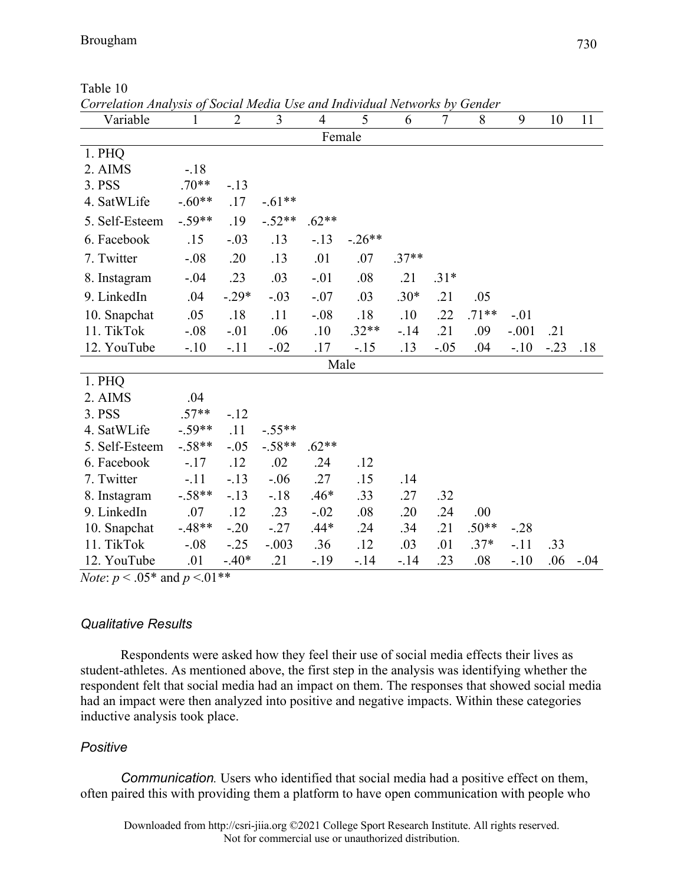Table 10

*Correlation Analysis of Social Media Use and Individual Networks by Gender*

| Variable | 1 | 2 | 3 | 4 | 5 | 6 | 7 | 8 | 9 | 10 | 11 |
|---|---|---|---|---|---|---|---|---|---|---|---|
| | | | | | Female | | | | | | |
| 1. PHQ | | | | | | | | | | | |
| 2. AIMS | -.18 | | | | | | | | | | |
| 3. PSS | .70** | -.13 | | | | | | | | | |
| 4. SatWLife | -.60** | .17 | -.61** | | | | | | | | |
| 5. Self-Esteem | -.59** | .19 | -.52** | .62** | | | | | | | |
| 6. Facebook | .15 | -.03 | .13 | -.13 | -.26** | | | | | | |
| 7. Twitter | -.08 | .20 | .13 | .01 | .07 | .37** | | | | | |
| 8. Instagram | -.04 | .23 | .03 | -.01 | .08 | .21 | .31* | | | | |
| 9. LinkedIn | .04 | -.29* | -.03 | -.07 | .03 | .30* | .21 | .05 | | | |
| 10. Snapchat | .05 | .18 | .11 | -.08 | .18 | .10 | .22 | .71** | -.01 | | |
| 11. TikTok | -.08 | -.01 | .06 | .10 | .32** | -.14 | .21 | .09 | -.001 | .21 | |
| 12. YouTube | -.10 | -.11 | -.02 | .17 | -.15 | .13 | -.05 | .04 | -.10 | -.23 | .18 |
| | | | | | Male | | | | | | |
| 1. PHQ | | | | | | | | | | | |
| 2. AIMS | .04 | | | | | | | | | | |
| 3. PSS | .57** | -.12 | | | | | | | | | |
| 4. SatWLife | -.59** | .11 | -.55** | | | | | | | | |
| 5. Self-Esteem | -.58** | -.05 | -.58** | .62** | | | | | | | |
| 6. Facebook | -.17 | .12 | .02 | .24 | .12 | | | | | | |
| 7. Twitter | -.11 | -.13 | -.06 | .27 | .15 | .14 | | | | | |
| 8. Instagram | -.58** | -.13 | -.18 | .46* | .33 | .27 | .32 | | | | |
| 9. LinkedIn | .07 | .12 | .23 | -.02 | .08 | .20 | .24 | .00 | | | |
| 10. Snapchat | -.48** | -.20 | -.27 | .44* | .24 | .34 | .21 | .50** | -.28 | | |
| 11. TikTok | -.08 | -.25 | -.003 | .36 | .12 | .03 | .01 | .37* | -.11 | .33 | |
| 12. YouTube | .01 | -.40* | .21 | -.19 | -.14 | -.14 | .23 | .08 | -.10 | .06 | -.04 |

*Note*: $p < .05$* and $p < .01$**

### *Qualitative Results*

Respondents were asked how they feel their use of social media effects their lives as student-athletes. As mentioned above, the first step in the analysis was identifying whether the respondent felt that social media had an impact on them. The responses that showed social media had an impact were then analyzed into positive and negative impacts. Within these categories inductive analysis took place.

### *Positive*

*Communication.* Users who identified that social media had a positive effect on them, often paired this with providing them a platform to have open communication with people who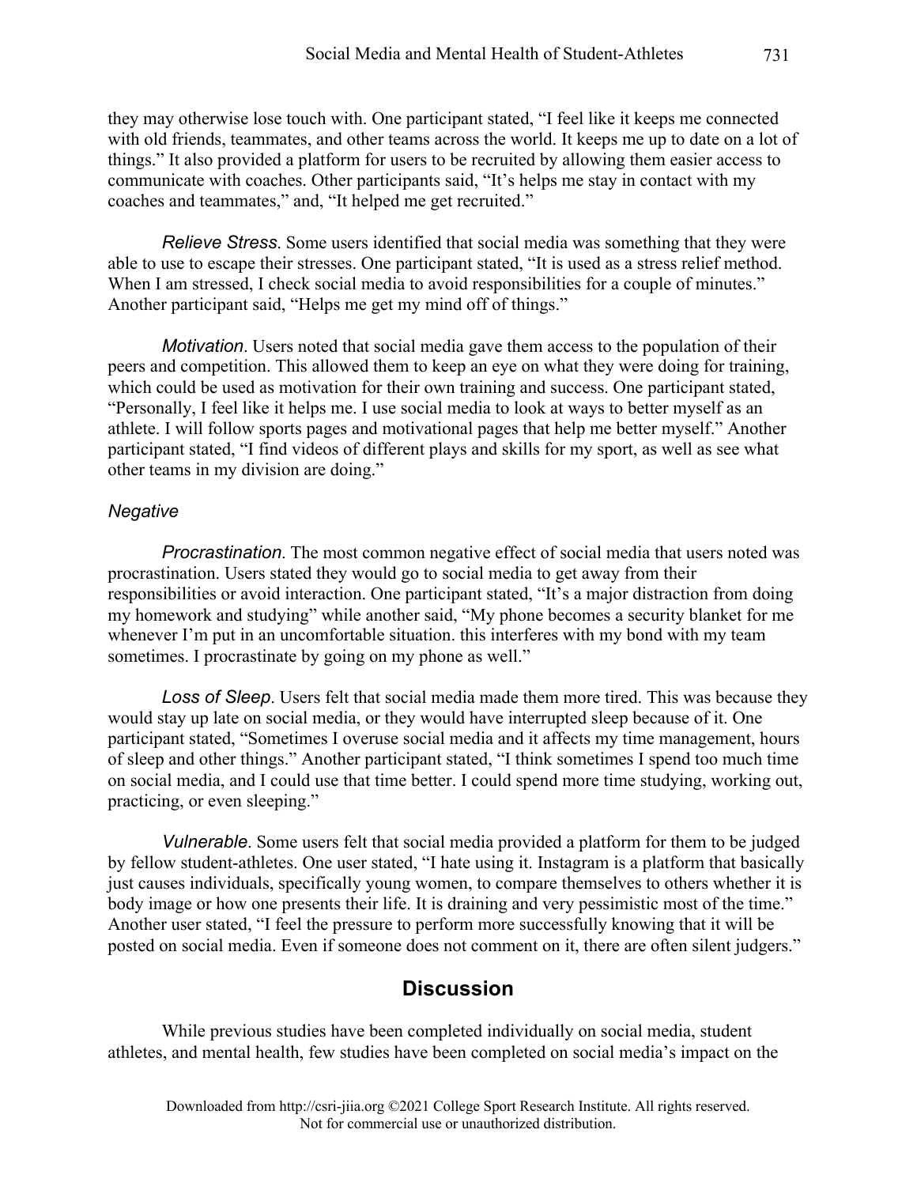they may otherwise lose touch with. One participant stated, "I feel like it keeps me connected with old friends, teammates, and other teams across the world. It keeps me up to date on a lot of things." It also provided a platform for users to be recruited by allowing them easier access to communicate with coaches. Other participants said, "It's helps me stay in contact with my coaches and teammates," and, "It helped me get recruited."

*Relieve Stress*. Some users identified that social media was something that they were able to use to escape their stresses. One participant stated, "It is used as a stress relief method. When I am stressed, I check social media to avoid responsibilities for a couple of minutes." Another participant said, "Helps me get my mind off of things."

*Motivation*. Users noted that social media gave them access to the population of their peers and competition. This allowed them to keep an eye on what they were doing for training, which could be used as motivation for their own training and success. One participant stated, "Personally, I feel like it helps me. I use social media to look at ways to better myself as an athlete. I will follow sports pages and motivational pages that help me better myself." Another participant stated, "I find videos of different plays and skills for my sport, as well as see what other teams in my division are doing."

### *Negative*

*Procrastination*. The most common negative effect of social media that users noted was procrastination. Users stated they would go to social media to get away from their responsibilities or avoid interaction. One participant stated, "It's a major distraction from doing my homework and studying" while another said, "My phone becomes a security blanket for me whenever I'm put in an uncomfortable situation. this interferes with my bond with my team sometimes. I procrastinate by going on my phone as well."

*Loss of Sleep*. Users felt that social media made them more tired. This was because they would stay up late on social media, or they would have interrupted sleep because of it. One participant stated, "Sometimes I overuse social media and it affects my time management, hours of sleep and other things." Another participant stated, "I think sometimes I spend too much time on social media, and I could use that time better. I could spend more time studying, working out, practicing, or even sleeping."

*Vulnerable*. Some users felt that social media provided a platform for them to be judged by fellow student-athletes. One user stated, "I hate using it. Instagram is a platform that basically just causes individuals, specifically young women, to compare themselves to others whether it is body image or how one presents their life. It is draining and very pessimistic most of the time." Another user stated, "I feel the pressure to perform more successfully knowing that it will be posted on social media. Even if someone does not comment on it, there are often silent judgers."

## Discussion

While previous studies have been completed individually on social media, student athletes, and mental health, few studies have been completed on social media's impact on the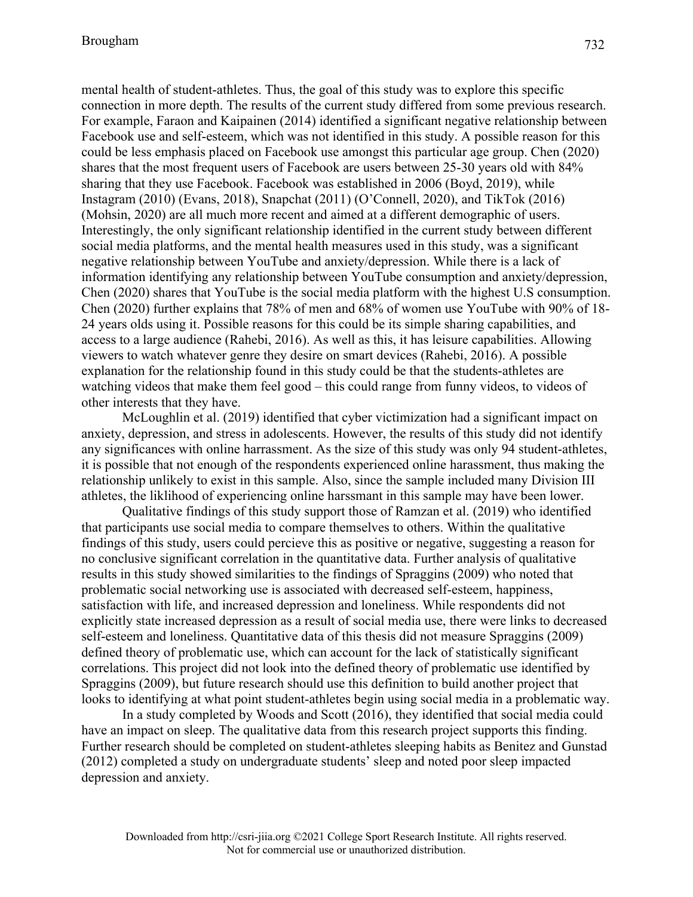mental health of student-athletes. Thus, the goal of this study was to explore this specific connection in more depth. The results of the current study differed from some previous research. For example, Faraon and Kaipainen (2014) identified a significant negative relationship between Facebook use and self-esteem, which was not identified in this study. A possible reason for this could be less emphasis placed on Facebook use amongst this particular age group. Chen (2020) shares that the most frequent users of Facebook are users between 25-30 years old with 84% sharing that they use Facebook. Facebook was established in 2006 (Boyd, 2019), while Instagram (2010) (Evans, 2018), Snapchat (2011) (O'Connell, 2020), and TikTok (2016) (Mohsin, 2020) are all much more recent and aimed at a different demographic of users. Interestingly, the only significant relationship identified in the current study between different social media platforms, and the mental health measures used in this study, was a significant negative relationship between YouTube and anxiety/depression. While there is a lack of information identifying any relationship between YouTube consumption and anxiety/depression, Chen (2020) shares that YouTube is the social media platform with the highest U.S consumption. Chen (2020) further explains that 78% of men and 68% of women use YouTube with 90% of 18-24 years olds using it. Possible reasons for this could be its simple sharing capabilities, and access to a large audience (Rahebi, 2016). As well as this, it has leisure capabilities. Allowing viewers to watch whatever genre they desire on smart devices (Rahebi, 2016). A possible explanation for the relationship found in this study could be that the students-athletes are watching videos that make them feel good – this could range from funny videos, to videos of other interests that they have.

McLoughlin et al. (2019) identified that cyber victimization had a significant impact on anxiety, depression, and stress in adolescents. However, the results of this study did not identify any significances with online harrassment. As the size of this study was only 94 student-athletes, it is possible that not enough of the respondents experienced online harassment, thus making the relationship unlikely to exist in this sample. Also, since the sample included many Division III athletes, the liklihood of experiencing online harssmant in this sample may have been lower.

Qualitative findings of this study support those of Ramzan et al. (2019) who identified that participants use social media to compare themselves to others. Within the qualitative findings of this study, users could percieve this as positive or negative, suggesting a reason for no conclusive significant correlation in the quantitative data. Further analysis of qualitative results in this study showed similarities to the findings of Spraggins (2009) who noted that problematic social networking use is associated with decreased self-esteem, happiness, satisfaction with life, and increased depression and loneliness. While respondents did not explicitly state increased depression as a result of social media use, there were links to decreased self-esteem and loneliness. Quantitative data of this thesis did not measure Spraggins (2009) defined theory of problematic use, which can account for the lack of statistically significant correlations. This project did not look into the defined theory of problematic use identified by Spraggins (2009), but future research should use this definition to build another project that looks to identifying at what point student-athletes begin using social media in a problematic way.

In a study completed by Woods and Scott (2016), they identified that social media could have an impact on sleep. The qualitative data from this research project supports this finding. Further research should be completed on student-athletes sleeping habits as Benitez and Gunstad (2012) completed a study on undergraduate students' sleep and noted poor sleep impacted depression and anxiety.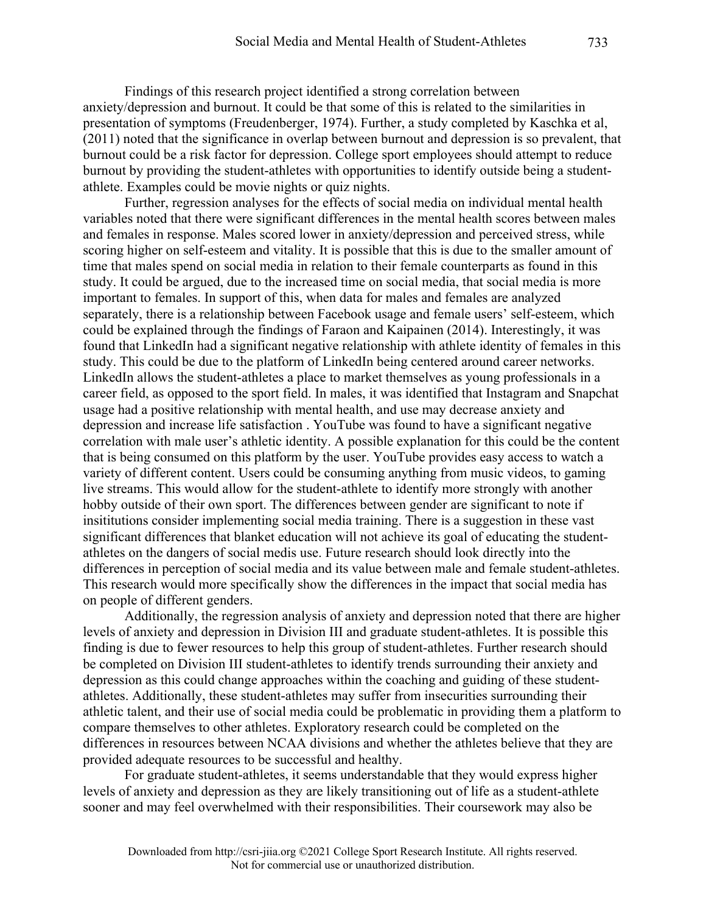Findings of this research project identified a strong correlation between anxiety/depression and burnout. It could be that some of this is related to the similarities in presentation of symptoms (Freudenberger, 1974). Further, a study completed by Kaschka et al, (2011) noted that the significance in overlap between burnout and depression is so prevalent, that burnout could be a risk factor for depression. College sport employees should attempt to reduce burnout by providing the student-athletes with opportunities to identify outside being a student-athlete. Examples could be movie nights or quiz nights.

Further, regression analyses for the effects of social media on individual mental health variables noted that there were significant differences in the mental health scores between males and females in response. Males scored lower in anxiety/depression and perceived stress, while scoring higher on self-esteem and vitality. It is possible that this is due to the smaller amount of time that males spend on social media in relation to their female counterparts as found in this study. It could be argued, due to the increased time on social media, that social media is more important to females. In support of this, when data for males and females are analyzed separately, there is a relationship between Facebook usage and female users' self-esteem, which could be explained through the findings of Faraon and Kaipainen (2014). Interestingly, it was found that LinkedIn had a significant negative relationship with athlete identity of females in this study. This could be due to the platform of LinkedIn being centered around career networks. LinkedIn allows the student-athletes a place to market themselves as young professionals in a career field, as opposed to the sport field. In males, it was identified that Instagram and Snapchat usage had a positive relationship with mental health, and use may decrease anxiety and depression and increase life satisfaction . YouTube was found to have a significant negative correlation with male user's athletic identity. A possible explanation for this could be the content that is being consumed on this platform by the user. YouTube provides easy access to watch a variety of different content. Users could be consuming anything from music videos, to gaming live streams. This would allow for the student-athlete to identify more strongly with another hobby outside of their own sport. The differences between gender are significant to note if insititutions consider implementing social media training. There is a suggestion in these vast significant differences that blanket education will not achieve its goal of educating the student-athletes on the dangers of social medis use. Future research should look directly into the differences in perception of social media and its value between male and female student-athletes. This research would more specifically show the differences in the impact that social media has on people of different genders.

Additionally, the regression analysis of anxiety and depression noted that there are higher levels of anxiety and depression in Division III and graduate student-athletes. It is possible this finding is due to fewer resources to help this group of student-athletes. Further research should be completed on Division III student-athletes to identify trends surrounding their anxiety and depression as this could change approaches within the coaching and guiding of these student-athletes. Additionally, these student-athletes may suffer from insecurities surrounding their athletic talent, and their use of social media could be problematic in providing them a platform to compare themselves to other athletes. Exploratory research could be completed on the differences in resources between NCAA divisions and whether the athletes believe that they are provided adequate resources to be successful and healthy.

For graduate student-athletes, it seems understandable that they would express higher levels of anxiety and depression as they are likely transitioning out of life as a student-athlete sooner and may feel overwhelmed with their responsibilities. Their coursework may also be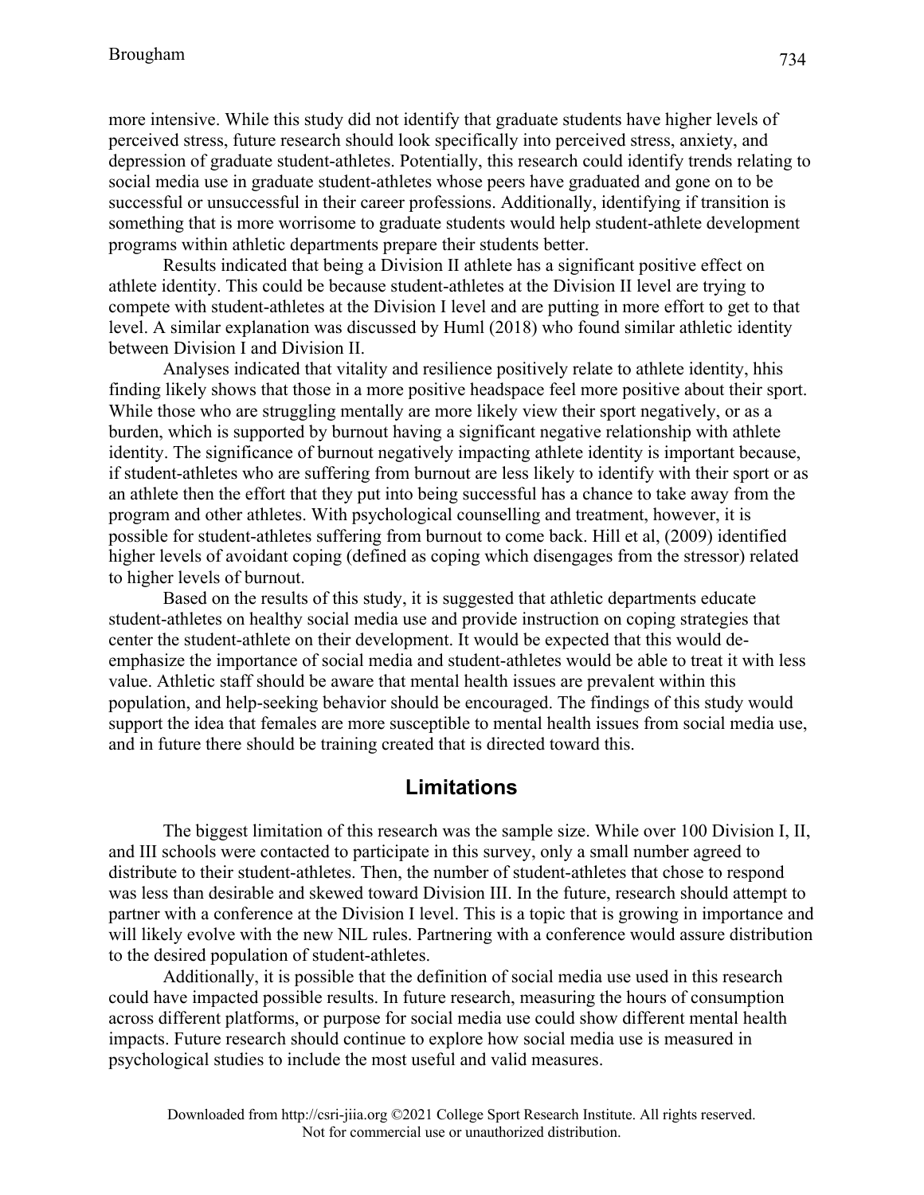more intensive. While this study did not identify that graduate students have higher levels of perceived stress, future research should look specifically into perceived stress, anxiety, and depression of graduate student-athletes. Potentially, this research could identify trends relating to social media use in graduate student-athletes whose peers have graduated and gone on to be successful or unsuccessful in their career professions. Additionally, identifying if transition is something that is more worrisome to graduate students would help student-athlete development programs within athletic departments prepare their students better.

Results indicated that being a Division II athlete has a significant positive effect on athlete identity. This could be because student-athletes at the Division II level are trying to compete with student-athletes at the Division I level and are putting in more effort to get to that level. A similar explanation was discussed by Huml (2018) who found similar athletic identity between Division I and Division II.

Analyses indicated that vitality and resilience positively relate to athlete identity, hhis finding likely shows that those in a more positive headspace feel more positive about their sport. While those who are struggling mentally are more likely view their sport negatively, or as a burden, which is supported by burnout having a significant negative relationship with athlete identity. The significance of burnout negatively impacting athlete identity is important because, if student-athletes who are suffering from burnout are less likely to identify with their sport or as an athlete then the effort that they put into being successful has a chance to take away from the program and other athletes. With psychological counselling and treatment, however, it is possible for student-athletes suffering from burnout to come back. Hill et al, (2009) identified higher levels of avoidant coping (defined as coping which disengages from the stressor) related to higher levels of burnout.

Based on the results of this study, it is suggested that athletic departments educate student-athletes on healthy social media use and provide instruction on coping strategies that center the student-athlete on their development. It would be expected that this would de-emphasize the importance of social media and student-athletes would be able to treat it with less value. Athletic staff should be aware that mental health issues are prevalent within this population, and help-seeking behavior should be encouraged. The findings of this study would support the idea that females are more susceptible to mental health issues from social media use, and in future there should be training created that is directed toward this.

## Limitations

The biggest limitation of this research was the sample size. While over 100 Division I, II, and III schools were contacted to participate in this survey, only a small number agreed to distribute to their student-athletes. Then, the number of student-athletes that chose to respond was less than desirable and skewed toward Division III. In the future, research should attempt to partner with a conference at the Division I level. This is a topic that is growing in importance and will likely evolve with the new NIL rules. Partnering with a conference would assure distribution to the desired population of student-athletes.

Additionally, it is possible that the definition of social media use used in this research could have impacted possible results. In future research, measuring the hours of consumption across different platforms, or purpose for social media use could show different mental health impacts. Future research should continue to explore how social media use is measured in psychological studies to include the most useful and valid measures.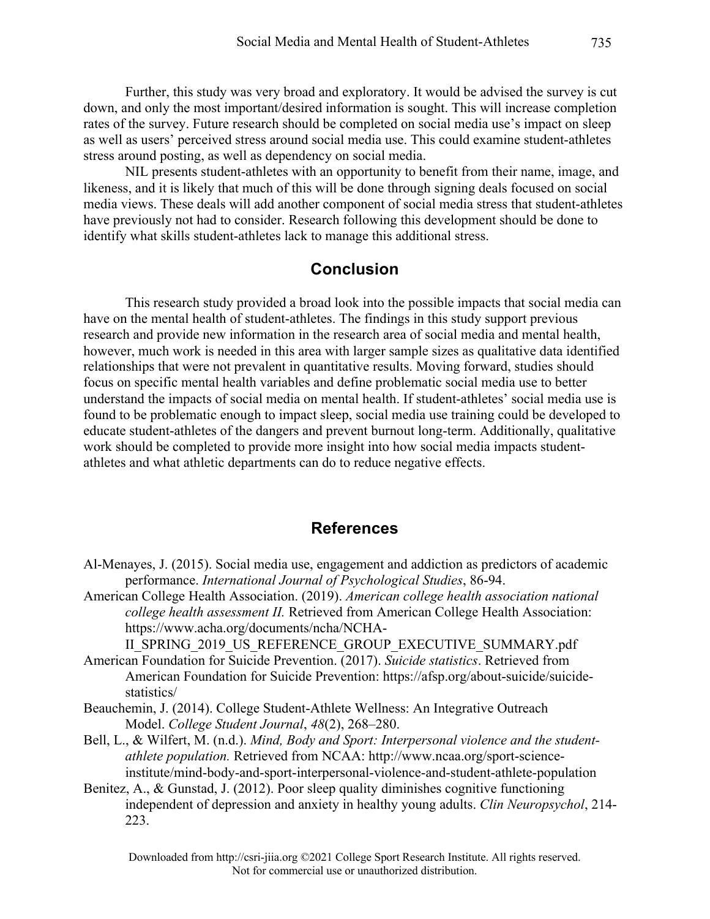Further, this study was very broad and exploratory. It would be advised the survey is cut down, and only the most important/desired information is sought. This will increase completion rates of the survey. Future research should be completed on social media use's impact on sleep as well as users' perceived stress around social media use. This could examine student-athletes stress around posting, as well as dependency on social media.

NIL presents student-athletes with an opportunity to benefit from their name, image, and likeness, and it is likely that much of this will be done through signing deals focused on social media views. These deals will add another component of social media stress that student-athletes have previously not had to consider. Research following this development should be done to identify what skills student-athletes lack to manage this additional stress.

## Conclusion

This research study provided a broad look into the possible impacts that social media can have on the mental health of student-athletes. The findings in this study support previous research and provide new information in the research area of social media and mental health, however, much work is needed in this area with larger sample sizes as qualitative data identified relationships that were not prevalent in quantitative results. Moving forward, studies should focus on specific mental health variables and define problematic social media use to better understand the impacts of social media on mental health. If student-athletes' social media use is found to be problematic enough to impact sleep, social media use training could be developed to educate student-athletes of the dangers and prevent burnout long-term. Additionally, qualitative work should be completed to provide more insight into how social media impacts student-athletes and what athletic departments can do to reduce negative effects.

## References

Al-Menayes, J. (2015). Social media use, engagement and addiction as predictors of academic performance. *International Journal of Psychological Studies*, 86-94.

American College Health Association. (2019). *American college health association national college health assessment II.* Retrieved from American College Health Association: https://www.acha.org/documents/ncha/NCHA-II_SPRING_2019_US_REFERENCE_GROUP_EXECUTIVE_SUMMARY.pdf

American Foundation for Suicide Prevention. (2017). *Suicide statistics*. Retrieved from American Foundation for Suicide Prevention: https://afsp.org/about-suicide/suicide-statistics/

Beauchemin, J. (2014). College Student-Athlete Wellness: An Integrative Outreach Model. *College Student Journal*, *48*(2), 268–280.

Bell, L., & Wilfert, M. (n.d.). *Mind, Body and Sport: Interpersonal violence and the student-athlete population.* Retrieved from NCAA: http://www.ncaa.org/sport-science-institute/mind-body-and-sport-interpersonal-violence-and-student-athlete-population

Benitez, A., & Gunstad, J. (2012). Poor sleep quality diminishes cognitive functioning independent of depression and anxiety in healthy young adults. *Clin Neuropsychol*, 214-223.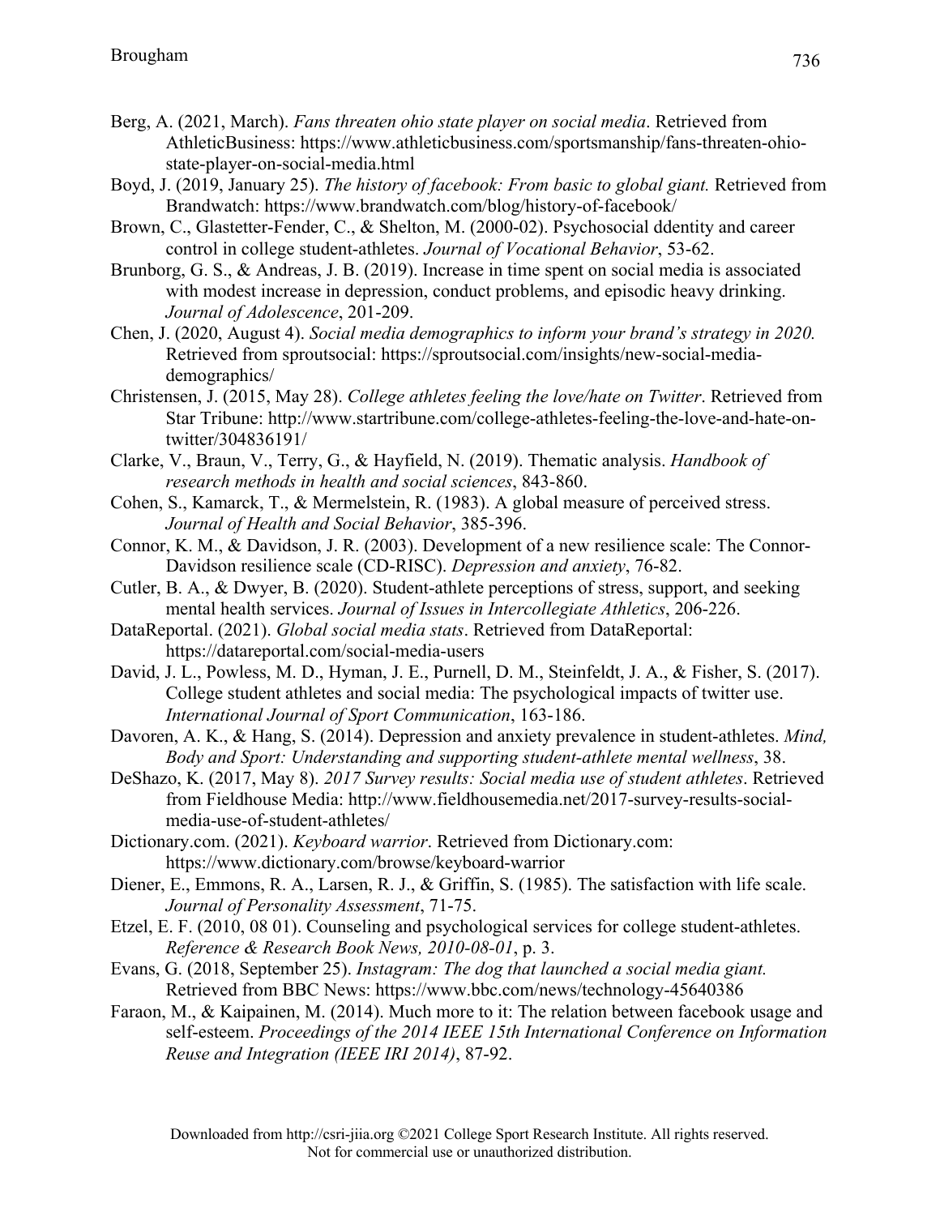Berg, A. (2021, March). *Fans threaten ohio state player on social media*. Retrieved from AthleticBusiness: https://www.athleticbusiness.com/sportsmanship/fans-threaten-ohio-state-player-on-social-media.html

Boyd, J. (2019, January 25). *The history of facebook: From basic to global giant.* Retrieved from Brandwatch: https://www.brandwatch.com/blog/history-of-facebook/

Brown, C., Glastetter-Fender, C., & Shelton, M. (2000-02). Psychosocial ddentity and career control in college student-athletes. *Journal of Vocational Behavior*, 53-62.

Brunborg, G. S., & Andreas, J. B. (2019). Increase in time spent on social media is associated with modest increase in depression, conduct problems, and episodic heavy drinking. *Journal of Adolescence*, 201-209.

Chen, J. (2020, August 4). *Social media demographics to inform your brand's strategy in 2020.* Retrieved from sproutsocial: https://sproutsocial.com/insights/new-social-media-demographics/

Christensen, J. (2015, May 28). *College athletes feeling the love/hate on Twitter*. Retrieved from Star Tribune: http://www.startribune.com/college-athletes-feeling-the-love-and-hate-on-twitter/304836191/

Clarke, V., Braun, V., Terry, G., & Hayfield, N. (2019). Thematic analysis. *Handbook of research methods in health and social sciences*, 843-860.

Cohen, S., Kamarck, T., & Mermelstein, R. (1983). A global measure of perceived stress. *Journal of Health and Social Behavior*, 385-396.

Connor, K. M., & Davidson, J. R. (2003). Development of a new resilience scale: The Connor-Davidson resilience scale (CD-RISC). *Depression and anxiety*, 76-82.

Cutler, B. A., & Dwyer, B. (2020). Student-athlete perceptions of stress, support, and seeking mental health services. *Journal of Issues in Intercollegiate Athletics*, 206-226.

DataReportal. (2021). *Global social media stats*. Retrieved from DataReportal: https://datareportal.com/social-media-users

David, J. L., Powless, M. D., Hyman, J. E., Purnell, D. M., Steinfeldt, J. A., & Fisher, S. (2017). College student athletes and social media: The psychological impacts of twitter use. *International Journal of Sport Communication*, 163-186.

Davoren, A. K., & Hang, S. (2014). Depression and anxiety prevalence in student-athletes. *Mind, Body and Sport: Understanding and supporting student-athlete mental wellness*, 38.

DeShazo, K. (2017, May 8). *2017 Survey results: Social media use of student athletes*. Retrieved from Fieldhouse Media: http://www.fieldhousemedia.net/2017-survey-results-social-media-use-of-student-athletes/

Dictionary.com. (2021). *Keyboard warrior*. Retrieved from Dictionary.com: https://www.dictionary.com/browse/keyboard-warrior

Diener, E., Emmons, R. A., Larsen, R. J., & Griffin, S. (1985). The satisfaction with life scale. *Journal of Personality Assessment*, 71-75.

Etzel, E. F. (2010, 08 01). Counseling and psychological services for college student-athletes. *Reference & Research Book News, 2010-08-01*, p. 3.

Evans, G. (2018, September 25). *Instagram: The dog that launched a social media giant.* Retrieved from BBC News: https://www.bbc.com/news/technology-45640386

Faraon, M., & Kaipainen, M. (2014). Much more to it: The relation between facebook usage and self-esteem. *Proceedings of the 2014 IEEE 15th International Conference on Information Reuse and Integration (IEEE IRI 2014)*, 87-92.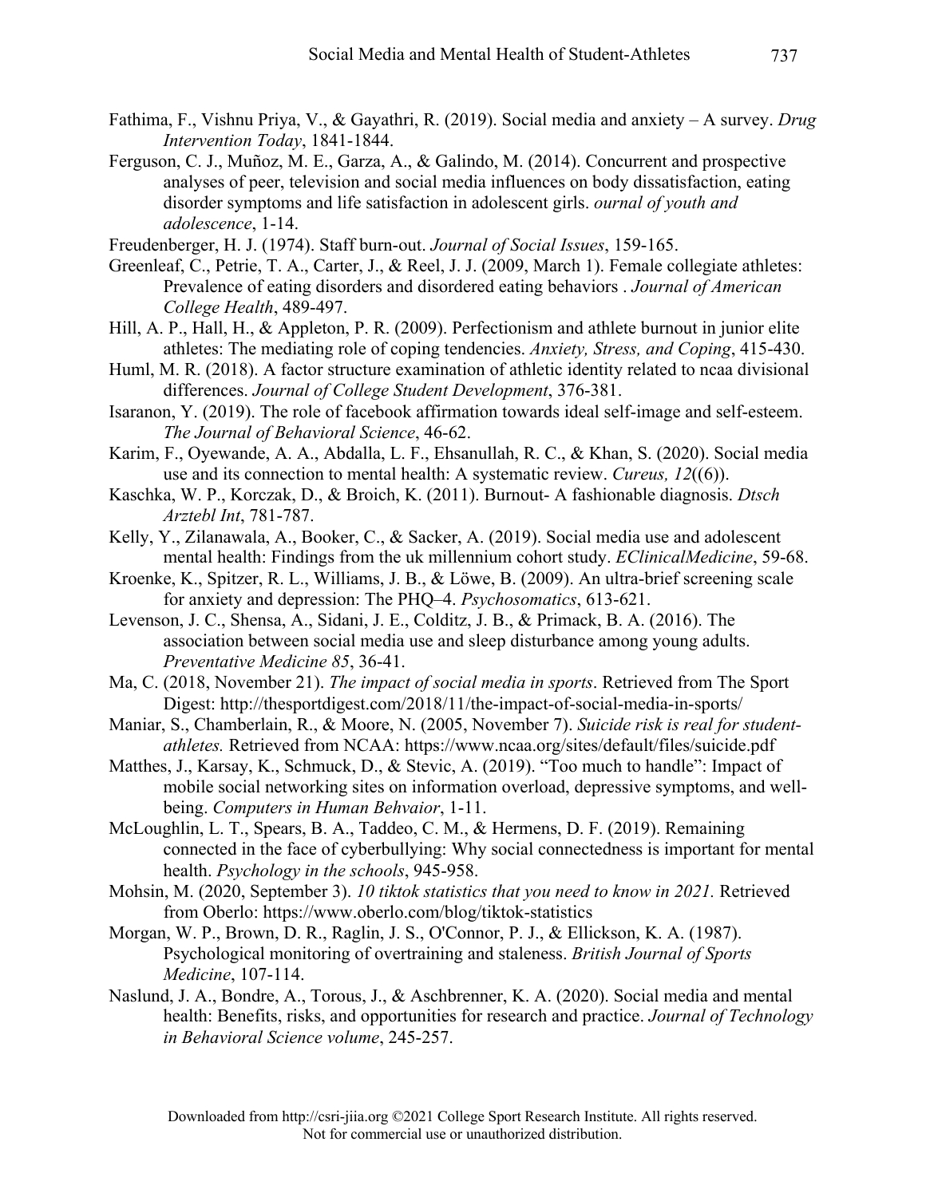Fathima, F., Vishnu Priya, V., & Gayathri, R. (2019). Social media and anxiety – A survey. *Drug Intervention Today*, 1841-1844.

Ferguson, C. J., Muñoz, M. E., Garza, A., & Galindo, M. (2014). Concurrent and prospective analyses of peer, television and social media influences on body dissatisfaction, eating disorder symptoms and life satisfaction in adolescent girls. *ournal of youth and adolescence*, 1-14.

Freudenberger, H. J. (1974). Staff burn-out. *Journal of Social Issues*, 159-165.

Greenleaf, C., Petrie, T. A., Carter, J., & Reel, J. J. (2009, March 1). Female collegiate athletes: Prevalence of eating disorders and disordered eating behaviors . *Journal of American College Health*, 489-497.

Hill, A. P., Hall, H., & Appleton, P. R. (2009). Perfectionism and athlete burnout in junior elite athletes: The mediating role of coping tendencies. *Anxiety, Stress, and Coping*, 415-430.

Huml, M. R. (2018). A factor structure examination of athletic identity related to ncaa divisional differences. *Journal of College Student Development*, 376-381.

Isaranon, Y. (2019). The role of facebook affirmation towards ideal self-image and self-esteem. *The Journal of Behavioral Science*, 46-62.

Karim, F., Oyewande, A. A., Abdalla, L. F., Ehsanullah, R. C., & Khan, S. (2020). Social media use and its connection to mental health: A systematic review. *Cureus, 12*((6)).

Kaschka, W. P., Korczak, D., & Broich, K. (2011). Burnout- A fashionable diagnosis. *Dtsch Arztebl Int*, 781-787.

Kelly, Y., Zilanawala, A., Booker, C., & Sacker, A. (2019). Social media use and adolescent mental health: Findings from the uk millennium cohort study. *EClinicalMedicine*, 59-68.

Kroenke, K., Spitzer, R. L., Williams, J. B., & Löwe, B. (2009). An ultra-brief screening scale for anxiety and depression: The PHQ–4. *Psychosomatics*, 613-621.

Levenson, J. C., Shensa, A., Sidani, J. E., Colditz, J. B., & Primack, B. A. (2016). The association between social media use and sleep disturbance among young adults. *Preventative Medicine 85*, 36-41.

Ma, C. (2018, November 21). *The impact of social media in sports*. Retrieved from The Sport Digest: http://thesportdigest.com/2018/11/the-impact-of-social-media-in-sports/

Maniar, S., Chamberlain, R., & Moore, N. (2005, November 7). *Suicide risk is real for student-athletes.* Retrieved from NCAA: https://www.ncaa.org/sites/default/files/suicide.pdf

Matthes, J., Karsay, K., Schmuck, D., & Stevic, A. (2019). "Too much to handle": Impact of mobile social networking sites on information overload, depressive symptoms, and well-being. *Computers in Human Behvaior*, 1-11.

McLoughlin, L. T., Spears, B. A., Taddeo, C. M., & Hermens, D. F. (2019). Remaining connected in the face of cyberbullying: Why social connectedness is important for mental health. *Psychology in the schools*, 945-958.

Mohsin, M. (2020, September 3). *10 tiktok statistics that you need to know in 2021.* Retrieved from Oberlo: https://www.oberlo.com/blog/tiktok-statistics

Morgan, W. P., Brown, D. R., Raglin, J. S., O'Connor, P. J., & Ellickson, K. A. (1987). Psychological monitoring of overtraining and staleness. *British Journal of Sports Medicine*, 107-114.

Naslund, J. A., Bondre, A., Torous, J., & Aschbrenner, K. A. (2020). Social media and mental health: Benefits, risks, and opportunities for research and practice. *Journal of Technology in Behavioral Science volume*, 245-257.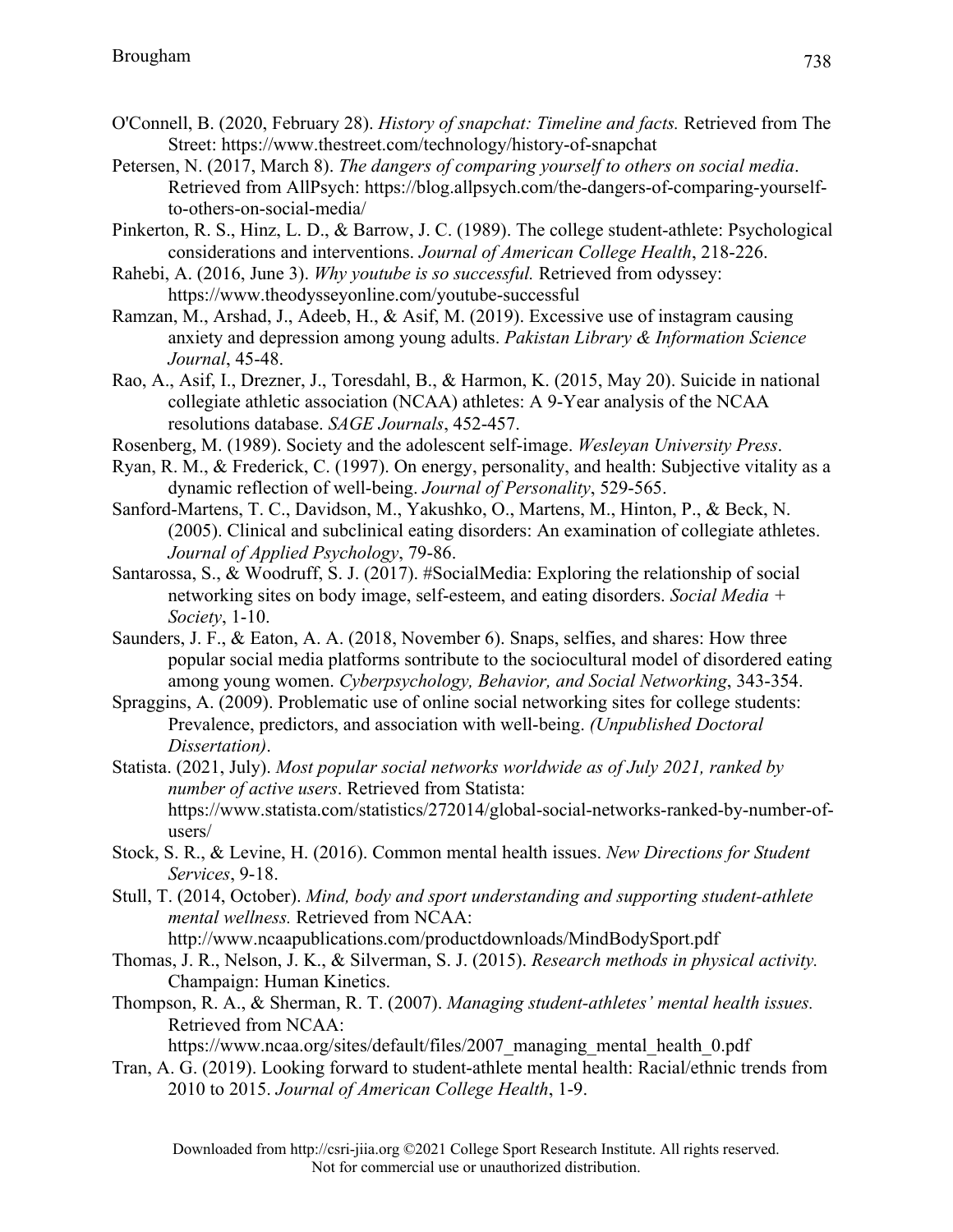O'Connell, B. (2020, February 28). *History of snapchat: Timeline and facts.* Retrieved from The Street: https://www.thestreet.com/technology/history-of-snapchat

Petersen, N. (2017, March 8). *The dangers of comparing yourself to others on social media*. Retrieved from AllPsych: https://blog.allpsych.com/the-dangers-of-comparing-yourself-to-others-on-social-media/

Pinkerton, R. S., Hinz, L. D., & Barrow, J. C. (1989). The college student-athlete: Psychological considerations and interventions. *Journal of American College Health*, 218-226.

Rahebi, A. (2016, June 3). *Why youtube is so successful.* Retrieved from odyssey: https://www.theodysseyonline.com/youtube-successful

Ramzan, M., Arshad, J., Adeeb, H., & Asif, M. (2019). Excessive use of instagram causing anxiety and depression among young adults. *Pakistan Library & Information Science Journal*, 45-48.

Rao, A., Asif, I., Drezner, J., Toresdahl, B., & Harmon, K. (2015, May 20). Suicide in national collegiate athletic association (NCAA) athletes: A 9-Year analysis of the NCAA resolutions database. *SAGE Journals*, 452-457.

Rosenberg, M. (1989). Society and the adolescent self-image. *Wesleyan University Press*.

Ryan, R. M., & Frederick, C. (1997). On energy, personality, and health: Subjective vitality as a dynamic reflection of well-being. *Journal of Personality*, 529-565.

Sanford-Martens, T. C., Davidson, M., Yakushko, O., Martens, M., Hinton, P., & Beck, N. (2005). Clinical and subclinical eating disorders: An examination of collegiate athletes. *Journal of Applied Psychology*, 79-86.

Santarossa, S., & Woodruff, S. J. (2017). #SocialMedia: Exploring the relationship of social networking sites on body image, self-esteem, and eating disorders. *Social Media + Society*, 1-10.

Saunders, J. F., & Eaton, A. A. (2018, November 6). Snaps, selfies, and shares: How three popular social media platforms sontribute to the sociocultural model of disordered eating among young women. *Cyberpsychology, Behavior, and Social Networking*, 343-354.

Spraggins, A. (2009). Problematic use of online social networking sites for college students: Prevalence, predictors, and association with well-being. *(Unpublished Doctoral Dissertation)*.

Statista. (2021, July). *Most popular social networks worldwide as of July 2021, ranked by number of active users*. Retrieved from Statista: https://www.statista.com/statistics/272014/global-social-networks-ranked-by-number-of-users/

Stock, S. R., & Levine, H. (2016). Common mental health issues. *New Directions for Student Services*, 9-18.

Stull, T. (2014, October). *Mind, body and sport understanding and supporting student-athlete mental wellness.* Retrieved from NCAA: http://www.ncaapublications.com/productdownloads/MindBodySport.pdf

Thomas, J. R., Nelson, J. K., & Silverman, S. J. (2015). *Research methods in physical activity.* Champaign: Human Kinetics.

Thompson, R. A., & Sherman, R. T. (2007). *Managing student-athletes' mental health issues.* Retrieved from NCAA: https://www.ncaa.org/sites/default/files/2007_managing_mental_health_0.pdf

Tran, A. G. (2019). Looking forward to student-athlete mental health: Racial/ethnic trends from 2010 to 2015. *Journal of American College Health*, 1-9.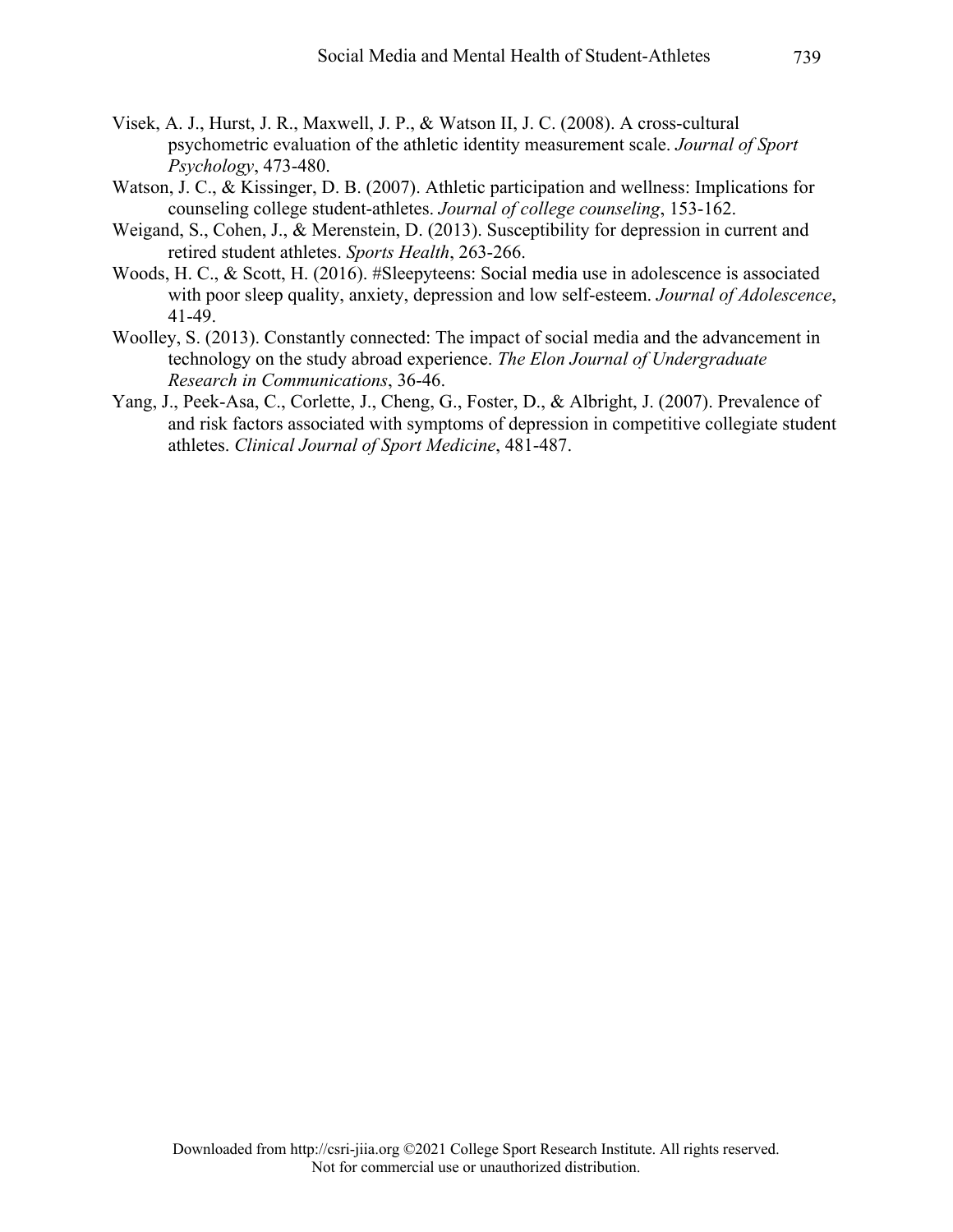Visek, A. J., Hurst, J. R., Maxwell, J. P., & Watson II, J. C. (2008). A cross-cultural psychometric evaluation of the athletic identity measurement scale. *Journal of Sport Psychology*, 473-480.

Watson, J. C., & Kissinger, D. B. (2007). Athletic participation and wellness: Implications for counseling college student-athletes. *Journal of college counseling*, 153-162.

Weigand, S., Cohen, J., & Merenstein, D. (2013). Susceptibility for depression in current and retired student athletes. *Sports Health*, 263-266.

Woods, H. C., & Scott, H. (2016). #Sleepyteens: Social media use in adolescence is associated with poor sleep quality, anxiety, depression and low self-esteem. *Journal of Adolescence*, 41-49.

Woolley, S. (2013). Constantly connected: The impact of social media and the advancement in technology on the study abroad experience. *The Elon Journal of Undergraduate Research in Communications*, 36-46.

Yang, J., Peek-Asa, C., Corlette, J., Cheng, G., Foster, D., & Albright, J. (2007). Prevalence of and risk factors associated with symptoms of depression in competitive collegiate student athletes. *Clinical Journal of Sport Medicine*, 481-487.